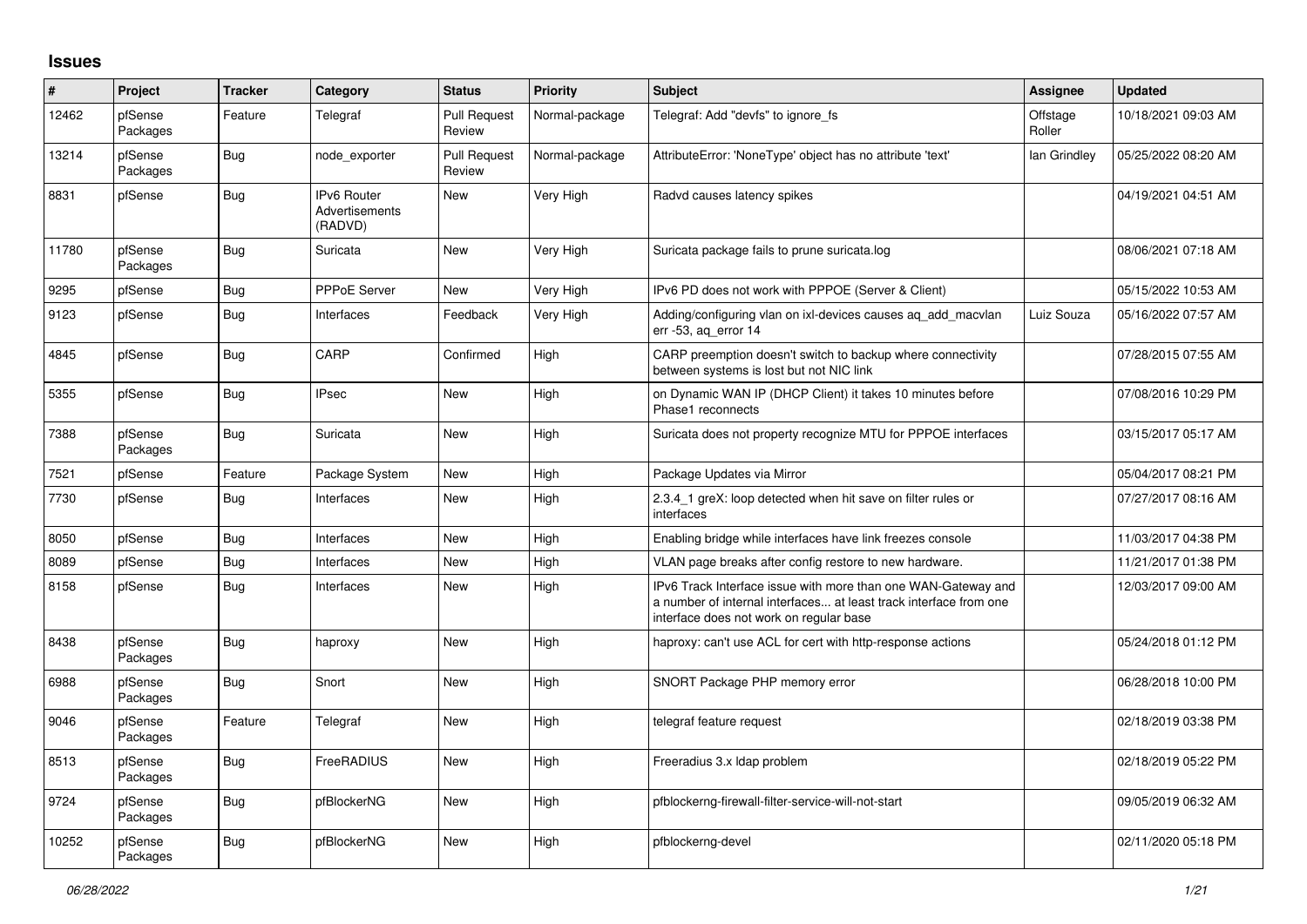# Issues

| # | Project | Tracker | Category | Status | Priority | Subject | Assignee | Updated |
|---|---|---|---|---|---|---|---|---|
| 12462 | pfSense Packages | Feature | Telegraf | Pull Request Review | Normal-package | Telegraf: Add "devfs" to ignore_fs | Offstage Roller | 10/18/2021 09:03 AM |
| 13214 | pfSense Packages | Bug | node_exporter | Pull Request Review | Normal-package | AttributeError: 'NoneType' object has no attribute 'text' | Ian Grindley | 05/25/2022 08:20 AM |
| 8831 | pfSense | Bug | IPv6 Router Advertisements (RADVD) | New | Very High | Radvd causes latency spikes | | 04/19/2021 04:51 AM |
| 11780 | pfSense Packages | Bug | Suricata | New | Very High | Suricata package fails to prune suricata.log | | 08/06/2021 07:18 AM |
| 9295 | pfSense | Bug | PPPoE Server | New | Very High | IPv6 PD does not work with PPPOE (Server & Client) | | 05/15/2022 10:53 AM |
| 9123 | pfSense | Bug | Interfaces | Feedback | Very High | Adding/configuring vlan on ixl-devices causes aq_add_macvlan err -53, aq_error 14 | Luiz Souza | 05/16/2022 07:57 AM |
| 4845 | pfSense | Bug | CARP | Confirmed | High | CARP preemption doesn't switch to backup where connectivity between systems is lost but not NIC link | | 07/28/2015 07:55 AM |
| 5355 | pfSense | Bug | IPsec | New | High | on Dynamic WAN IP (DHCP Client) it takes 10 minutes before Phase1 reconnects | | 07/08/2016 10:29 PM |
| 7388 | pfSense Packages | Bug | Suricata | New | High | Suricata does not property recognize MTU for PPPOE interfaces | | 03/15/2017 05:17 AM |
| 7521 | pfSense | Feature | Package System | New | High | Package Updates via Mirror | | 05/04/2017 08:21 PM |
| 7730 | pfSense | Bug | Interfaces | New | High | 2.3.4_1 greX: loop detected when hit save on filter rules or interfaces | | 07/27/2017 08:16 AM |
| 8050 | pfSense | Bug | Interfaces | New | High | Enabling bridge while interfaces have link freezes console | | 11/03/2017 04:38 PM |
| 8089 | pfSense | Bug | Interfaces | New | High | VLAN page breaks after config restore to new hardware. | | 11/21/2017 01:38 PM |
| 8158 | pfSense | Bug | Interfaces | New | High | IPv6 Track Interface issue with more than one WAN-Gateway and a number of internal interfaces... at least track interface from one interface does not work on regular base | | 12/03/2017 09:00 AM |
| 8438 | pfSense Packages | Bug | haproxy | New | High | haproxy: can't use ACL for cert with http-response actions | | 05/24/2018 01:12 PM |
| 6988 | pfSense Packages | Bug | Snort | New | High | SNORT Package PHP memory error | | 06/28/2018 10:00 PM |
| 9046 | pfSense Packages | Feature | Telegraf | New | High | telegraf feature request | | 02/18/2019 03:38 PM |
| 8513 | pfSense Packages | Bug | FreeRADIUS | New | High | Freeradius 3.x ldap problem | | 02/18/2019 05:22 PM |
| 9724 | pfSense Packages | Bug | pfBlockerNG | New | High | pfblockerng-firewall-filter-service-will-not-start | | 09/05/2019 06:32 AM |
| 10252 | pfSense Packages | Bug | pfBlockerNG | New | High | pfblockerng-devel | | 02/11/2020 05:18 PM |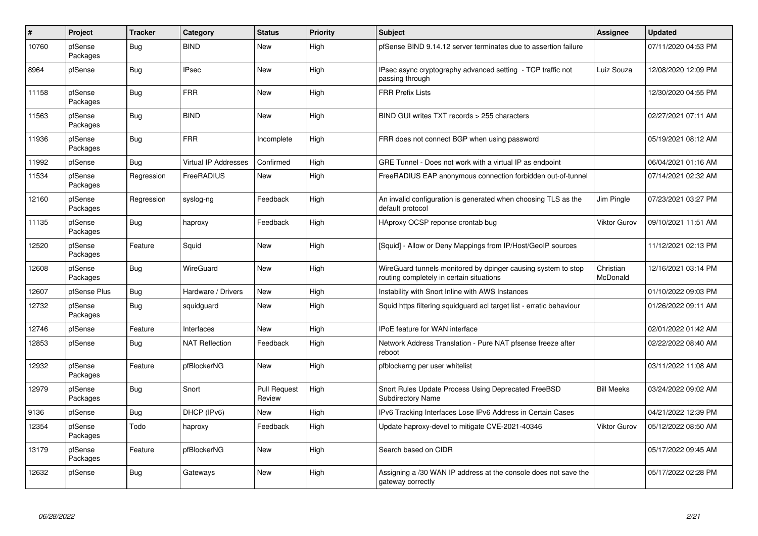| # | Project | Tracker | Category | Status | Priority | Subject | Assignee | Updated |
|---|---|---|---|---|---|---|---|---|
| 10760 | pfSense Packages | Bug | BIND | New | High | pfSense BIND 9.14.12 server terminates due to assertion failure | | 07/11/2020 04:53 PM |
| 8964 | pfSense | Bug | IPsec | New | High | IPsec async cryptography advanced setting - TCP traffic not passing through | Luiz Souza | 12/08/2020 12:09 PM |
| 11158 | pfSense Packages | Bug | FRR | New | High | FRR Prefix Lists | | 12/30/2020 04:55 PM |
| 11563 | pfSense Packages | Bug | BIND | New | High | BIND GUI writes TXT records > 255 characters | | 02/27/2021 07:11 AM |
| 11936 | pfSense Packages | Bug | FRR | Incomplete | High | FRR does not connect BGP when using password | | 05/19/2021 08:12 AM |
| 11992 | pfSense | Bug | Virtual IP Addresses | Confirmed | High | GRE Tunnel - Does not work with a virtual IP as endpoint | | 06/04/2021 01:16 AM |
| 11534 | pfSense Packages | Regression | FreeRADIUS | New | High | FreeRADIUS EAP anonymous connection forbidden out-of-tunnel | | 07/14/2021 02:32 AM |
| 12160 | pfSense Packages | Regression | syslog-ng | Feedback | High | An invalid configuration is generated when choosing TLS as the default protocol | Jim Pingle | 07/23/2021 03:27 PM |
| 11135 | pfSense Packages | Bug | haproxy | Feedback | High | HAproxy OCSP reponse crontab bug | Viktor Gurov | 09/10/2021 11:51 AM |
| 12520 | pfSense Packages | Feature | Squid | New | High | [Squid] - Allow or Deny Mappings from IP/Host/GeoIP sources | | 11/12/2021 02:13 PM |
| 12608 | pfSense Packages | Bug | WireGuard | New | High | WireGuard tunnels monitored by dpinger causing system to stop routing completely in certain situations | Christian McDonald | 12/16/2021 03:14 PM |
| 12607 | pfSense Plus | Bug | Hardware / Drivers | New | High | Instability with Snort Inline with AWS Instances | | 01/10/2022 09:03 PM |
| 12732 | pfSense Packages | Bug | squidguard | New | High | Squid https filtering squidguard acl target list - erratic behaviour | | 01/26/2022 09:11 AM |
| 12746 | pfSense | Feature | Interfaces | New | High | IPoE feature for WAN interface | | 02/01/2022 01:42 AM |
| 12853 | pfSense | Bug | NAT Reflection | Feedback | High | Network Address Translation - Pure NAT pfsense freeze after reboot | | 02/22/2022 08:40 AM |
| 12932 | pfSense Packages | Feature | pfBlockerNG | New | High | pfblockerng per user whitelist | | 03/11/2022 11:08 AM |
| 12979 | pfSense Packages | Bug | Snort | Pull Request Review | High | Snort Rules Update Process Using Deprecated FreeBSD Subdirectory Name | Bill Meeks | 03/24/2022 09:02 AM |
| 9136 | pfSense | Bug | DHCP (IPv6) | New | High | IPv6 Tracking Interfaces Lose IPv6 Address in Certain Cases | | 04/21/2022 12:39 PM |
| 12354 | pfSense Packages | Todo | haproxy | Feedback | High | Update haproxy-devel to mitigate CVE-2021-40346 | Viktor Gurov | 05/12/2022 08:50 AM |
| 13179 | pfSense Packages | Feature | pfBlockerNG | New | High | Search based on CIDR | | 05/17/2022 09:45 AM |
| 12632 | pfSense | Bug | Gateways | New | High | Assigning a /30 WAN IP address at the console does not save the gateway correctly | | 05/17/2022 02:28 PM |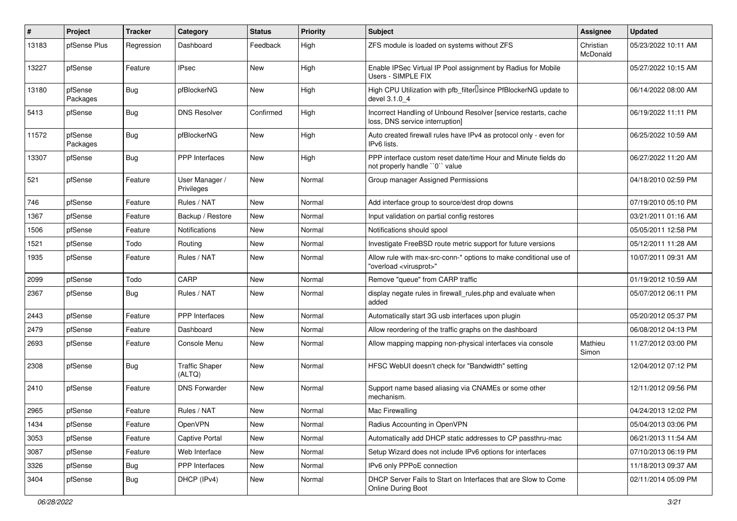| # | Project | Tracker | Category | Status | Priority | Subject | Assignee | Updated |
|---|---|---|---|---|---|---|---|---|
| 13183 | pfSense Plus | Regression | Dashboard | Feedback | High | ZFS module is loaded on systems without ZFS | Christian McDonald | 05/23/2022 10:11 AM |
| 13227 | pfSense | Feature | IPsec | New | High | Enable IPSec Virtual IP Pool assignment by Radius for Mobile Users - SIMPLE FIX | | 05/27/2022 10:15 AM |
| 13180 | pfSense Packages | Bug | pfBlockerNG | New | High | High CPU Utilization with pfb_filter since PfBlockerNG update to devel 3.1.0_4 | | 06/14/2022 08:00 AM |
| 5413 | pfSense | Bug | DNS Resolver | Confirmed | High | Incorrect Handling of Unbound Resolver [service restarts, cache loss, DNS service interruption] | | 06/19/2022 11:11 PM |
| 11572 | pfSense Packages | Bug | pfBlockerNG | New | High | Auto created firewall rules have IPv4 as protocol only - even for IPv6 lists. | | 06/25/2022 10:59 AM |
| 13307 | pfSense | Bug | PPP Interfaces | New | High | PPP interface custom reset date/time Hour and Minute fields do not properly handle ``0`` value | | 06/27/2022 11:20 AM |
| 521 | pfSense | Feature | User Manager / Privileges | New | Normal | Group manager Assigned Permissions | | 04/18/2010 02:59 PM |
| 746 | pfSense | Feature | Rules / NAT | New | Normal | Add interface group to source/dest drop downs | | 07/19/2010 05:10 PM |
| 1367 | pfSense | Feature | Backup / Restore | New | Normal | Input validation on partial config restores | | 03/21/2011 01:16 AM |
| 1506 | pfSense | Feature | Notifications | New | Normal | Notifications should spool | | 05/05/2011 12:58 PM |
| 1521 | pfSense | Todo | Routing | New | Normal | Investigate FreeBSD route metric support for future versions | | 05/12/2011 11:28 AM |
| 1935 | pfSense | Feature | Rules / NAT | New | Normal | Allow rule with max-src-conn-* options to make conditional use of "overload <virusprot>" | | 10/07/2011 09:31 AM |
| 2099 | pfSense | Todo | CARP | New | Normal | Remove "queue" from CARP traffic | | 01/19/2012 10:59 AM |
| 2367 | pfSense | Bug | Rules / NAT | New | Normal | display negate rules in firewall_rules.php and evaluate when added | | 05/07/2012 06:11 PM |
| 2443 | pfSense | Feature | PPP Interfaces | New | Normal | Automatically start 3G usb interfaces upon plugin | | 05/20/2012 05:37 PM |
| 2479 | pfSense | Feature | Dashboard | New | Normal | Allow reordering of the traffic graphs on the dashboard | | 06/08/2012 04:13 PM |
| 2693 | pfSense | Feature | Console Menu | New | Normal | Allow mapping mapping non-physical interfaces via console | Mathieu Simon | 11/27/2012 03:00 PM |
| 2308 | pfSense | Bug | Traffic Shaper (ALTQ) | New | Normal | HFSC WebUI doesn't check for "Bandwidth" setting | | 12/04/2012 07:12 PM |
| 2410 | pfSense | Feature | DNS Forwarder | New | Normal | Support name based aliasing via CNAMEs or some other mechanism. | | 12/11/2012 09:56 PM |
| 2965 | pfSense | Feature | Rules / NAT | New | Normal | Mac Firewalling | | 04/24/2013 12:02 PM |
| 1434 | pfSense | Feature | OpenVPN | New | Normal | Radius Accounting in OpenVPN | | 05/04/2013 03:06 PM |
| 3053 | pfSense | Feature | Captive Portal | New | Normal | Automatically add DHCP static addresses to CP passthru-mac | | 06/21/2013 11:54 AM |
| 3087 | pfSense | Feature | Web Interface | New | Normal | Setup Wizard does not include IPv6 options for interfaces | | 07/10/2013 06:19 PM |
| 3326 | pfSense | Bug | PPP Interfaces | New | Normal | IPv6 only PPPoE connection | | 11/18/2013 09:37 AM |
| 3404 | pfSense | Bug | DHCP (IPv4) | New | Normal | DHCP Server Fails to Start on Interfaces that are Slow to Come Online During Boot | | 02/11/2014 05:09 PM |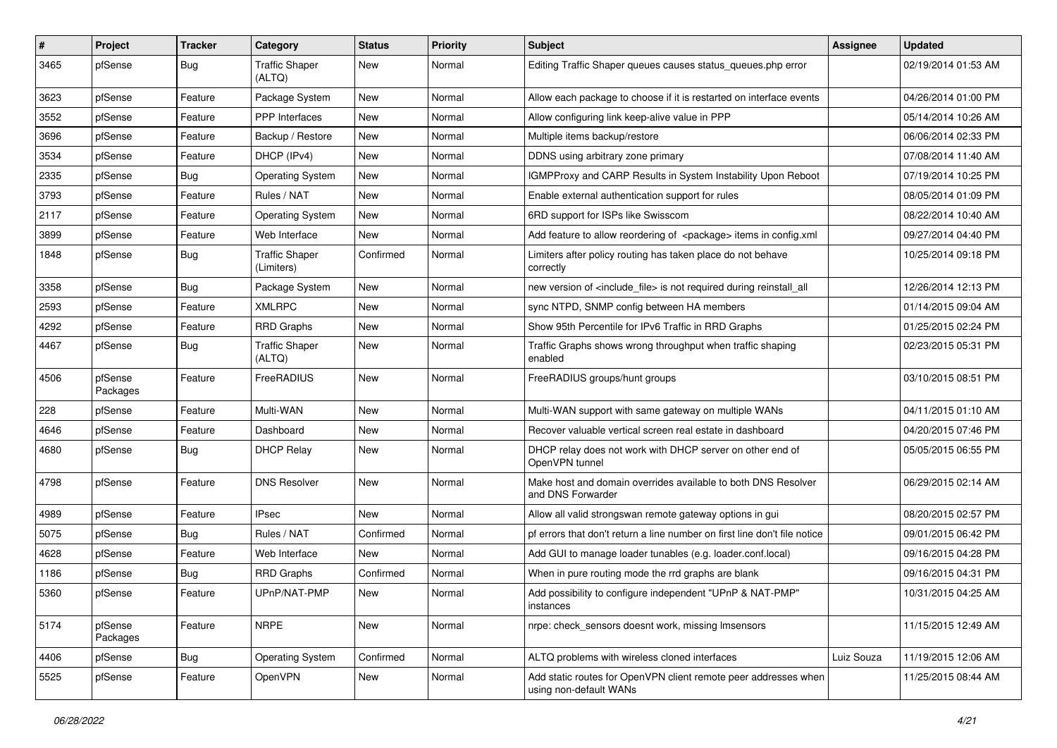| # | Project | Tracker | Category | Status | Priority | Subject | Assignee | Updated |
|---|---|---|---|---|---|---|---|---|
| 3465 | pfSense | Bug | Traffic Shaper (ALTQ) | New | Normal | Editing Traffic Shaper queues causes status_queues.php error | | 02/19/2014 01:53 AM |
| 3623 | pfSense | Feature | Package System | New | Normal | Allow each package to choose if it is restarted on interface events | | 04/26/2014 01:00 PM |
| 3552 | pfSense | Feature | PPP Interfaces | New | Normal | Allow configuring link keep-alive value in PPP | | 05/14/2014 10:26 AM |
| 3696 | pfSense | Feature | Backup / Restore | New | Normal | Multiple items backup/restore | | 06/06/2014 02:33 PM |
| 3534 | pfSense | Feature | DHCP (IPv4) | New | Normal | DDNS using arbitrary zone primary | | 07/08/2014 11:40 AM |
| 2335 | pfSense | Bug | Operating System | New | Normal | IGMPProxy and CARP Results in System Instability Upon Reboot | | 07/19/2014 10:25 PM |
| 3793 | pfSense | Feature | Rules / NAT | New | Normal | Enable external authentication support for rules | | 08/05/2014 01:09 PM |
| 2117 | pfSense | Feature | Operating System | New | Normal | 6RD support for ISPs like Swisscom | | 08/22/2014 10:40 AM |
| 3899 | pfSense | Feature | Web Interface | New | Normal | Add feature to allow reordering of <package> items in config.xml | | 09/27/2014 04:40 PM |
| 1848 | pfSense | Bug | Traffic Shaper (Limiters) | Confirmed | Normal | Limiters after policy routing has taken place do not behave correctly | | 10/25/2014 09:18 PM |
| 3358 | pfSense | Bug | Package System | New | Normal | new version of <include_file> is not required during reinstall_all | | 12/26/2014 12:13 PM |
| 2593 | pfSense | Feature | XMLRPC | New | Normal | sync NTPD, SNMP config between HA members | | 01/14/2015 09:04 AM |
| 4292 | pfSense | Feature | RRD Graphs | New | Normal | Show 95th Percentile for IPv6 Traffic in RRD Graphs | | 01/25/2015 02:24 PM |
| 4467 | pfSense | Bug | Traffic Shaper (ALTQ) | New | Normal | Traffic Graphs shows wrong throughput when traffic shaping enabled | | 02/23/2015 05:31 PM |
| 4506 | pfSense Packages | Feature | FreeRADIUS | New | Normal | FreeRADIUS groups/hunt groups | | 03/10/2015 08:51 PM |
| 228 | pfSense | Feature | Multi-WAN | New | Normal | Multi-WAN support with same gateway on multiple WANs | | 04/11/2015 01:10 AM |
| 4646 | pfSense | Feature | Dashboard | New | Normal | Recover valuable vertical screen real estate in dashboard | | 04/20/2015 07:46 PM |
| 4680 | pfSense | Bug | DHCP Relay | New | Normal | DHCP relay does not work with DHCP server on other end of OpenVPN tunnel | | 05/05/2015 06:55 PM |
| 4798 | pfSense | Feature | DNS Resolver | New | Normal | Make host and domain overrides available to both DNS Resolver and DNS Forwarder | | 06/29/2015 02:14 AM |
| 4989 | pfSense | Feature | IPsec | New | Normal | Allow all valid strongswan remote gateway options in gui | | 08/20/2015 02:57 PM |
| 5075 | pfSense | Bug | Rules / NAT | Confirmed | Normal | pf errors that don't return a line number on first line don't file notice | | 09/01/2015 06:42 PM |
| 4628 | pfSense | Feature | Web Interface | New | Normal | Add GUI to manage loader tunables (e.g. loader.conf.local) | | 09/16/2015 04:28 PM |
| 1186 | pfSense | Bug | RRD Graphs | Confirmed | Normal | When in pure routing mode the rrd graphs are blank | | 09/16/2015 04:31 PM |
| 5360 | pfSense | Feature | UPnP/NAT-PMP | New | Normal | Add possibility to configure independent "UPnP & NAT-PMP" instances | | 10/31/2015 04:25 AM |
| 5174 | pfSense Packages | Feature | NRPE | New | Normal | nrpe: check_sensors doesnt work, missing lmsensors | | 11/15/2015 12:49 AM |
| 4406 | pfSense | Bug | Operating System | Confirmed | Normal | ALTQ problems with wireless cloned interfaces | Luiz Souza | 11/19/2015 12:06 AM |
| 5525 | pfSense | Feature | OpenVPN | New | Normal | Add static routes for OpenVPN client remote peer addresses when using non-default WANs | | 11/25/2015 08:44 AM |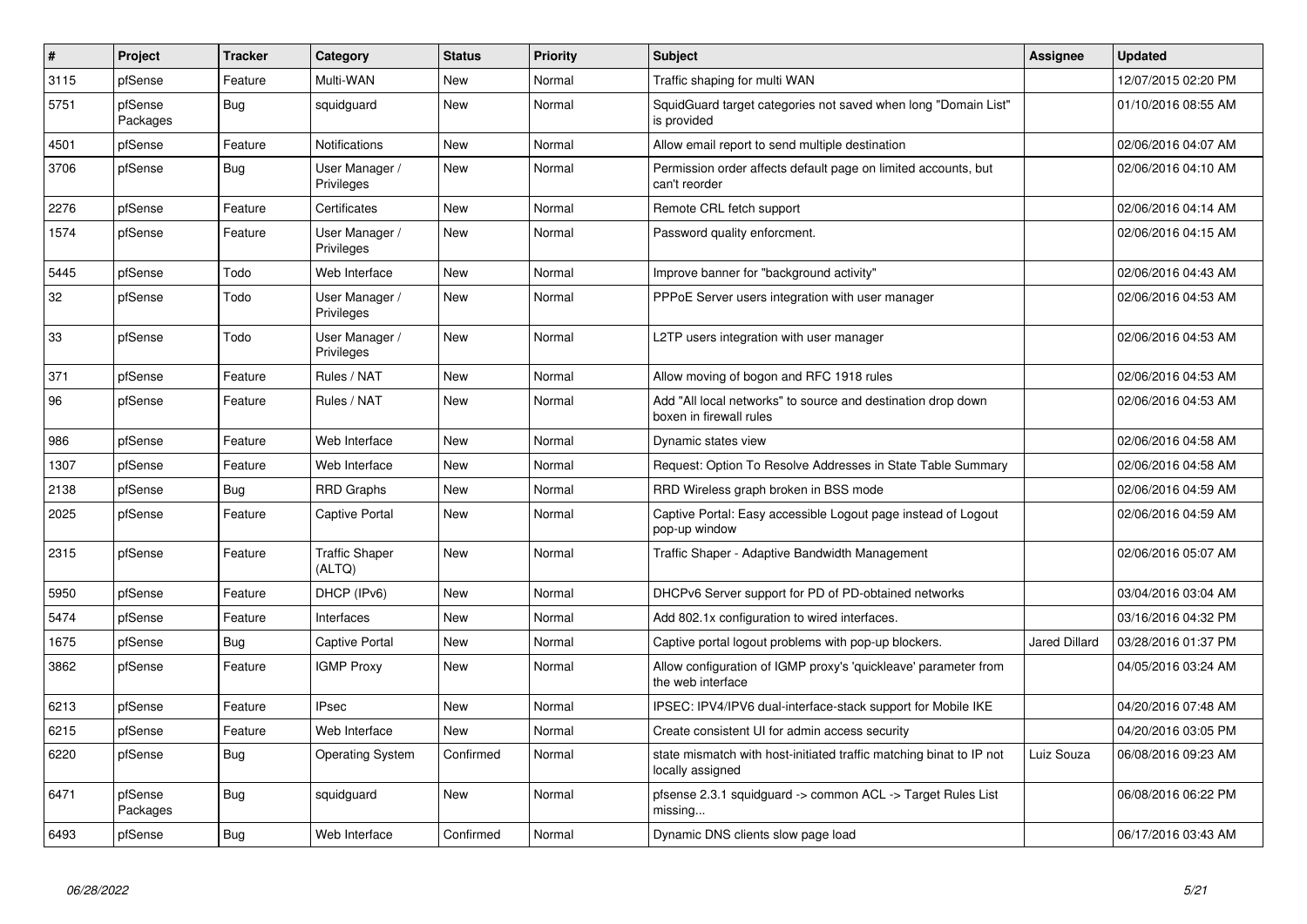| # | Project | Tracker | Category | Status | Priority | Subject | Assignee | Updated |
|---|---|---|---|---|---|---|---|---|
| 3115 | pfSense | Feature | Multi-WAN | New | Normal | Traffic shaping for multi WAN | | 12/07/2015 02:20 PM |
| 5751 | pfSense Packages | Bug | squidguard | New | Normal | SquidGuard target categories not saved when long "Domain List" is provided | | 01/10/2016 08:55 AM |
| 4501 | pfSense | Feature | Notifications | New | Normal | Allow email report to send multiple destination | | 02/06/2016 04:07 AM |
| 3706 | pfSense | Bug | User Manager / Privileges | New | Normal | Permission order affects default page on limited accounts, but can't reorder | | 02/06/2016 04:10 AM |
| 2276 | pfSense | Feature | Certificates | New | Normal | Remote CRL fetch support | | 02/06/2016 04:14 AM |
| 1574 | pfSense | Feature | User Manager / Privileges | New | Normal | Password quality enforcment. | | 02/06/2016 04:15 AM |
| 5445 | pfSense | Todo | Web Interface | New | Normal | Improve banner for "background activity" | | 02/06/2016 04:43 AM |
| 32 | pfSense | Todo | User Manager / Privileges | New | Normal | PPPoE Server users integration with user manager | | 02/06/2016 04:53 AM |
| 33 | pfSense | Todo | User Manager / Privileges | New | Normal | L2TP users integration with user manager | | 02/06/2016 04:53 AM |
| 371 | pfSense | Feature | Rules / NAT | New | Normal | Allow moving of bogon and RFC 1918 rules | | 02/06/2016 04:53 AM |
| 96 | pfSense | Feature | Rules / NAT | New | Normal | Add "All local networks" to source and destination drop down boxen in firewall rules | | 02/06/2016 04:53 AM |
| 986 | pfSense | Feature | Web Interface | New | Normal | Dynamic states view | | 02/06/2016 04:58 AM |
| 1307 | pfSense | Feature | Web Interface | New | Normal | Request: Option To Resolve Addresses in State Table Summary | | 02/06/2016 04:58 AM |
| 2138 | pfSense | Bug | RRD Graphs | New | Normal | RRD Wireless graph broken in BSS mode | | 02/06/2016 04:59 AM |
| 2025 | pfSense | Feature | Captive Portal | New | Normal | Captive Portal: Easy accessible Logout page instead of Logout pop-up window | | 02/06/2016 04:59 AM |
| 2315 | pfSense | Feature | Traffic Shaper (ALTQ) | New | Normal | Traffic Shaper - Adaptive Bandwidth Management | | 02/06/2016 05:07 AM |
| 5950 | pfSense | Feature | DHCP (IPv6) | New | Normal | DHCPv6 Server support for PD of PD-obtained networks | | 03/04/2016 03:04 AM |
| 5474 | pfSense | Feature | Interfaces | New | Normal | Add 802.1x configuration to wired interfaces. | | 03/16/2016 04:32 PM |
| 1675 | pfSense | Bug | Captive Portal | New | Normal | Captive portal logout problems with pop-up blockers. | Jared Dillard | 03/28/2016 01:37 PM |
| 3862 | pfSense | Feature | IGMP Proxy | New | Normal | Allow configuration of IGMP proxy's 'quickleave' parameter from the web interface | | 04/05/2016 03:24 AM |
| 6213 | pfSense | Feature | IPsec | New | Normal | IPSEC: IPV4/IPV6 dual-interface-stack support for Mobile IKE | | 04/20/2016 07:48 AM |
| 6215 | pfSense | Feature | Web Interface | New | Normal | Create consistent UI for admin access security | | 04/20/2016 03:05 PM |
| 6220 | pfSense | Bug | Operating System | Confirmed | Normal | state mismatch with host-initiated traffic matching binat to IP not locally assigned | Luiz Souza | 06/08/2016 09:23 AM |
| 6471 | pfSense Packages | Bug | squidguard | New | Normal | pfsense 2.3.1 squidguard -> common ACL -> Target Rules List missing... | | 06/08/2016 06:22 PM |
| 6493 | pfSense | Bug | Web Interface | Confirmed | Normal | Dynamic DNS clients slow page load | | 06/17/2016 03:43 AM |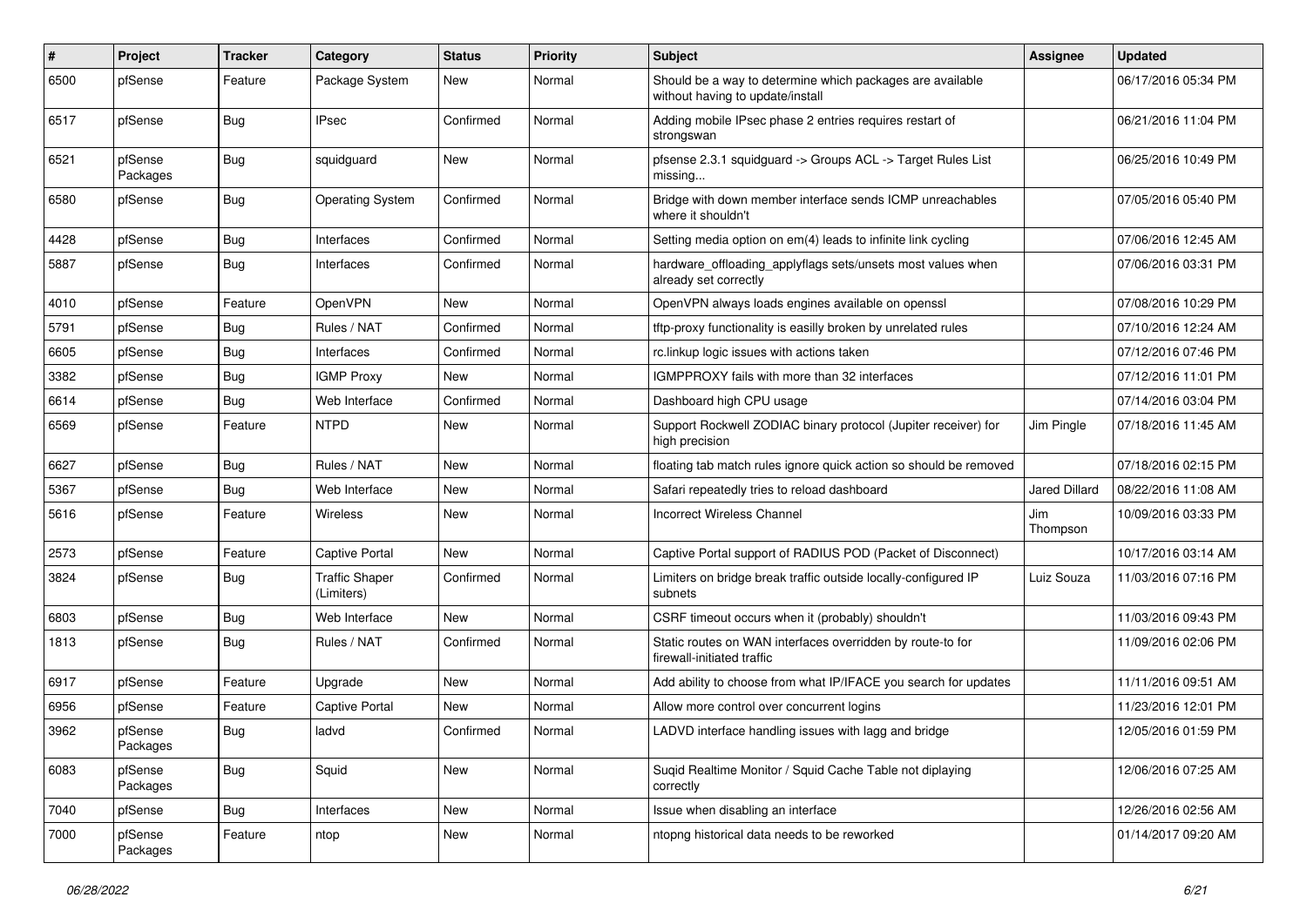| # | Project | Tracker | Category | Status | Priority | Subject | Assignee | Updated |
|---|---|---|---|---|---|---|---|---|
| 6500 | pfSense | Feature | Package System | New | Normal | Should be a way to determine which packages are available without having to update/install | | 06/17/2016 05:34 PM |
| 6517 | pfSense | Bug | IPsec | Confirmed | Normal | Adding mobile IPsec phase 2 entries requires restart of strongswan | | 06/21/2016 11:04 PM |
| 6521 | pfSense Packages | Bug | squidguard | New | Normal | pfsense 2.3.1 squidguard -> Groups ACL -> Target Rules List missing... | | 06/25/2016 10:49 PM |
| 6580 | pfSense | Bug | Operating System | Confirmed | Normal | Bridge with down member interface sends ICMP unreachables where it shouldn't | | 07/05/2016 05:40 PM |
| 4428 | pfSense | Bug | Interfaces | Confirmed | Normal | Setting media option on em(4) leads to infinite link cycling | | 07/06/2016 12:45 AM |
| 5887 | pfSense | Bug | Interfaces | Confirmed | Normal | hardware_offloading_applyflags sets/unsets most values when already set correctly | | 07/06/2016 03:31 PM |
| 4010 | pfSense | Feature | OpenVPN | New | Normal | OpenVPN always loads engines available on openssl | | 07/08/2016 10:29 PM |
| 5791 | pfSense | Bug | Rules / NAT | Confirmed | Normal | tftp-proxy functionality is easilly broken by unrelated rules | | 07/10/2016 12:24 AM |
| 6605 | pfSense | Bug | Interfaces | Confirmed | Normal | rc.linkup logic issues with actions taken | | 07/12/2016 07:46 PM |
| 3382 | pfSense | Bug | IGMP Proxy | New | Normal | IGMPPROXY fails with more than 32 interfaces | | 07/12/2016 11:01 PM |
| 6614 | pfSense | Bug | Web Interface | Confirmed | Normal | Dashboard high CPU usage | | 07/14/2016 03:04 PM |
| 6569 | pfSense | Feature | NTPD | New | Normal | Support Rockwell ZODIAC binary protocol (Jupiter receiver) for high precision | Jim Pingle | 07/18/2016 11:45 AM |
| 6627 | pfSense | Bug | Rules / NAT | New | Normal | floating tab match rules ignore quick action so should be removed | | 07/18/2016 02:15 PM |
| 5367 | pfSense | Bug | Web Interface | New | Normal | Safari repeatedly tries to reload dashboard | Jared Dillard | 08/22/2016 11:08 AM |
| 5616 | pfSense | Feature | Wireless | New | Normal | Incorrect Wireless Channel | Jim Thompson | 10/09/2016 03:33 PM |
| 2573 | pfSense | Feature | Captive Portal | New | Normal | Captive Portal support of RADIUS POD (Packet of Disconnect) | | 10/17/2016 03:14 AM |
| 3824 | pfSense | Bug | Traffic Shaper (Limiters) | Confirmed | Normal | Limiters on bridge break traffic outside locally-configured IP subnets | Luiz Souza | 11/03/2016 07:16 PM |
| 6803 | pfSense | Bug | Web Interface | New | Normal | CSRF timeout occurs when it (probably) shouldn't | | 11/03/2016 09:43 PM |
| 1813 | pfSense | Bug | Rules / NAT | Confirmed | Normal | Static routes on WAN interfaces overridden by route-to for firewall-initiated traffic | | 11/09/2016 02:06 PM |
| 6917 | pfSense | Feature | Upgrade | New | Normal | Add ability to choose from what IP/IFACE you search for updates | | 11/11/2016 09:51 AM |
| 6956 | pfSense | Feature | Captive Portal | New | Normal | Allow more control over concurrent logins | | 11/23/2016 12:01 PM |
| 3962 | pfSense Packages | Bug | ladvd | Confirmed | Normal | LADVD interface handling issues with lagg and bridge | | 12/05/2016 01:59 PM |
| 6083 | pfSense Packages | Bug | Squid | New | Normal | Suqid Realtime Monitor / Squid Cache Table not diplaying correctly | | 12/06/2016 07:25 AM |
| 7040 | pfSense | Bug | Interfaces | New | Normal | Issue when disabling an interface | | 12/26/2016 02:56 AM |
| 7000 | pfSense Packages | Feature | ntop | New | Normal | ntopng historical data needs to be reworked | | 01/14/2017 09:20 AM |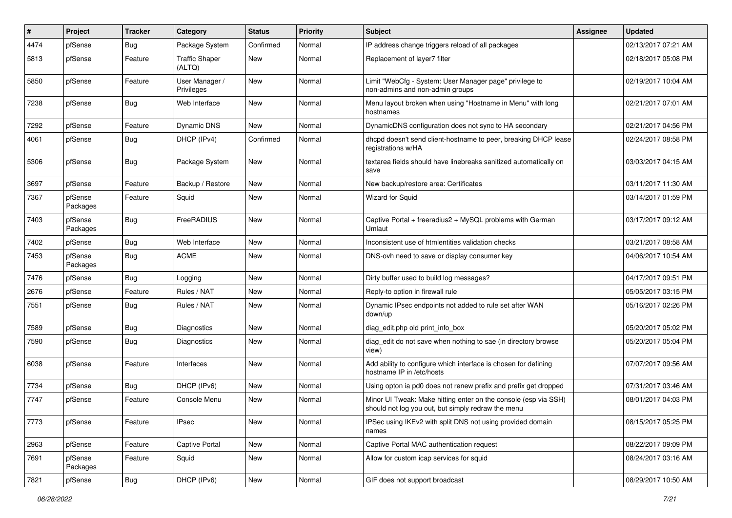| # | Project | Tracker | Category | Status | Priority | Subject | Assignee | Updated |
|---|---|---|---|---|---|---|---|---|
| 4474 | pfSense | Bug | Package System | Confirmed | Normal | IP address change triggers reload of all packages | | 02/13/2017 07:21 AM |
| 5813 | pfSense | Feature | Traffic Shaper (ALTQ) | New | Normal | Replacement of layer7 filter | | 02/18/2017 05:08 PM |
| 5850 | pfSense | Feature | User Manager / Privileges | New | Normal | Limit "WebCfg - System: User Manager page" privilege to non-admins and non-admin groups | | 02/19/2017 10:04 AM |
| 7238 | pfSense | Bug | Web Interface | New | Normal | Menu layout broken when using "Hostname in Menu" with long hostnames | | 02/21/2017 07:01 AM |
| 7292 | pfSense | Feature | Dynamic DNS | New | Normal | DynamicDNS configuration does not sync to HA secondary | | 02/21/2017 04:56 PM |
| 4061 | pfSense | Bug | DHCP (IPv4) | Confirmed | Normal | dhcpd doesn't send client-hostname to peer, breaking DHCP lease registrations w/HA | | 02/24/2017 08:58 PM |
| 5306 | pfSense | Bug | Package System | New | Normal | textarea fields should have linebreaks sanitized automatically on save | | 03/03/2017 04:15 AM |
| 3697 | pfSense | Feature | Backup / Restore | New | Normal | New backup/restore area: Certificates | | 03/11/2017 11:30 AM |
| 7367 | pfSense Packages | Feature | Squid | New | Normal | Wizard for Squid | | 03/14/2017 01:59 PM |
| 7403 | pfSense Packages | Bug | FreeRADIUS | New | Normal | Captive Portal + freeradius2 + MySQL problems with German Umlaut | | 03/17/2017 09:12 AM |
| 7402 | pfSense | Bug | Web Interface | New | Normal | Inconsistent use of htmlentities validation checks | | 03/21/2017 08:58 AM |
| 7453 | pfSense Packages | Bug | ACME | New | Normal | DNS-ovh need to save or display consumer key | | 04/06/2017 10:54 AM |
| 7476 | pfSense | Bug | Logging | New | Normal | Dirty buffer used to build log messages? | | 04/17/2017 09:51 PM |
| 2676 | pfSense | Feature | Rules / NAT | New | Normal | Reply-to option in firewall rule | | 05/05/2017 03:15 PM |
| 7551 | pfSense | Bug | Rules / NAT | New | Normal | Dynamic IPsec endpoints not added to rule set after WAN down/up | | 05/16/2017 02:26 PM |
| 7589 | pfSense | Bug | Diagnostics | New | Normal | diag_edit.php old print_info_box | | 05/20/2017 05:02 PM |
| 7590 | pfSense | Bug | Diagnostics | New | Normal | diag_edit do not save when nothing to sae (in directory browse view) | | 05/20/2017 05:04 PM |
| 6038 | pfSense | Feature | Interfaces | New | Normal | Add ability to configure which interface is chosen for defining hostname IP in /etc/hosts | | 07/07/2017 09:56 AM |
| 7734 | pfSense | Bug | DHCP (IPv6) | New | Normal | Using opton ia pd0 does not renew prefix and prefix get dropped | | 07/31/2017 03:46 AM |
| 7747 | pfSense | Feature | Console Menu | New | Normal | Minor UI Tweak: Make hitting enter on the console (esp via SSH) should not log you out, but simply redraw the menu | | 08/01/2017 04:03 PM |
| 7773 | pfSense | Feature | IPsec | New | Normal | IPSec using IKEv2 with split DNS not using provided domain names | | 08/15/2017 05:25 PM |
| 2963 | pfSense | Feature | Captive Portal | New | Normal | Captive Portal MAC authentication request | | 08/22/2017 09:09 PM |
| 7691 | pfSense Packages | Feature | Squid | New | Normal | Allow for custom icap services for squid | | 08/24/2017 03:16 AM |
| 7821 | pfSense | Bug | DHCP (IPv6) | New | Normal | GIF does not support broadcast | | 08/29/2017 10:50 AM |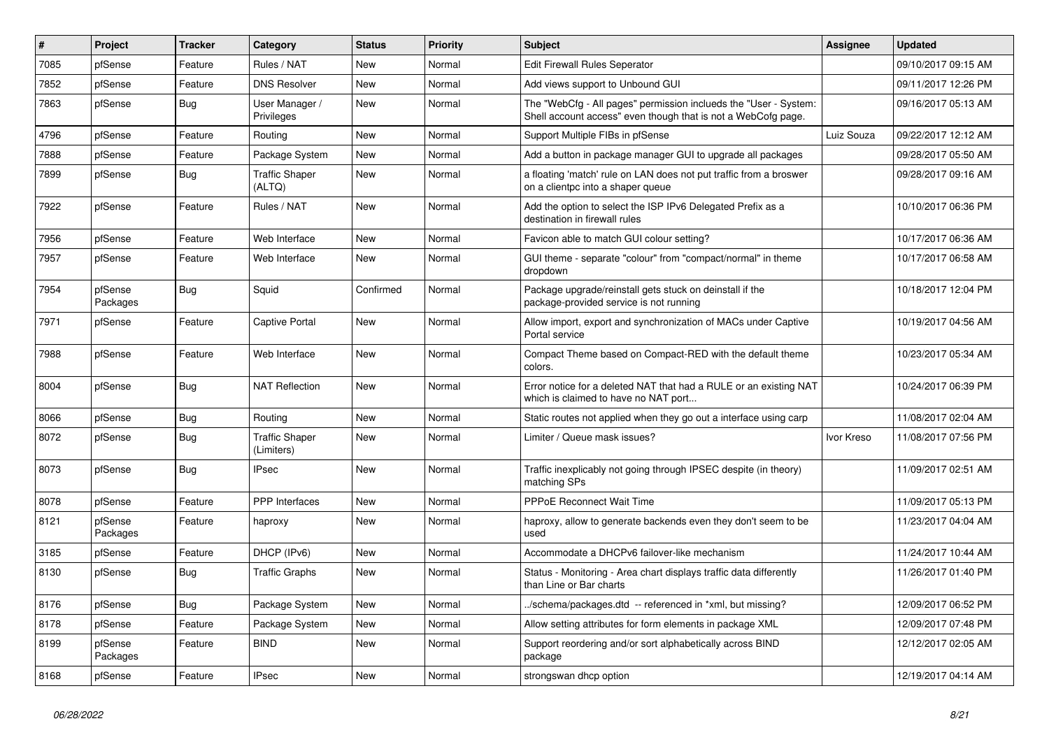| # | Project | Tracker | Category | Status | Priority | Subject | Assignee | Updated |
| --- | --- | --- | --- | --- | --- | --- | --- | --- |
| 7085 | pfSense | Feature | Rules / NAT | New | Normal | Edit Firewall Rules Seperator | | 09/10/2017 09:15 AM |
| 7852 | pfSense | Feature | DNS Resolver | New | Normal | Add views support to Unbound GUI | | 09/11/2017 12:26 PM |
| 7863 | pfSense | Bug | User Manager / Privileges | New | Normal | The "WebCfg - All pages" permission inclueds the "User - System: Shell account access" even though that is not a WebCofg page. | | 09/16/2017 05:13 AM |
| 4796 | pfSense | Feature | Routing | New | Normal | Support Multiple FIBs in pfSense | Luiz Souza | 09/22/2017 12:12 AM |
| 7888 | pfSense | Feature | Package System | New | Normal | Add a button in package manager GUI to upgrade all packages | | 09/28/2017 05:50 AM |
| 7899 | pfSense | Bug | Traffic Shaper (ALTQ) | New | Normal | a floating 'match' rule on LAN does not put traffic from a broswer on a clientpc into a shaper queue | | 09/28/2017 09:16 AM |
| 7922 | pfSense | Feature | Rules / NAT | New | Normal | Add the option to select the ISP IPv6 Delegated Prefix as a destination in firewall rules | | 10/10/2017 06:36 PM |
| 7956 | pfSense | Feature | Web Interface | New | Normal | Favicon able to match GUI colour setting? | | 10/17/2017 06:36 AM |
| 7957 | pfSense | Feature | Web Interface | New | Normal | GUI theme - separate "colour" from "compact/normal" in theme dropdown | | 10/17/2017 06:58 AM |
| 7954 | pfSense Packages | Bug | Squid | Confirmed | Normal | Package upgrade/reinstall gets stuck on deinstall if the package-provided service is not running | | 10/18/2017 12:04 PM |
| 7971 | pfSense | Feature | Captive Portal | New | Normal | Allow import, export and synchronization of MACs under Captive Portal service | | 10/19/2017 04:56 AM |
| 7988 | pfSense | Feature | Web Interface | New | Normal | Compact Theme based on Compact-RED with the default theme colors. | | 10/23/2017 05:34 AM |
| 8004 | pfSense | Bug | NAT Reflection | New | Normal | Error notice for a deleted NAT that had a RULE or an existing NAT which is claimed to have no NAT port... | | 10/24/2017 06:39 PM |
| 8066 | pfSense | Bug | Routing | New | Normal | Static routes not applied when they go out a interface using carp | | 11/08/2017 02:04 AM |
| 8072 | pfSense | Bug | Traffic Shaper (Limiters) | New | Normal | Limiter / Queue mask issues? | Ivor Kreso | 11/08/2017 07:56 PM |
| 8073 | pfSense | Bug | IPsec | New | Normal | Traffic inexplicably not going through IPSEC despite (in theory) matching SPs | | 11/09/2017 02:51 AM |
| 8078 | pfSense | Feature | PPP Interfaces | New | Normal | PPPoE Reconnect Wait Time | | 11/09/2017 05:13 PM |
| 8121 | pfSense Packages | Feature | haproxy | New | Normal | haproxy, allow to generate backends even they don't seem to be used | | 11/23/2017 04:04 AM |
| 3185 | pfSense | Feature | DHCP (IPv6) | New | Normal | Accommodate a DHCPv6 failover-like mechanism | | 11/24/2017 10:44 AM |
| 8130 | pfSense | Bug | Traffic Graphs | New | Normal | Status - Monitoring - Area chart displays traffic data differently than Line or Bar charts | | 11/26/2017 01:40 PM |
| 8176 | pfSense | Bug | Package System | New | Normal | ../schema/packages.dtd -- referenced in *xml, but missing? | | 12/09/2017 06:52 PM |
| 8178 | pfSense | Feature | Package System | New | Normal | Allow setting attributes for form elements in package XML | | 12/09/2017 07:48 PM |
| 8199 | pfSense Packages | Feature | BIND | New | Normal | Support reordering and/or sort alphabetically across BIND package | | 12/12/2017 02:05 AM |
| 8168 | pfSense | Feature | IPsec | New | Normal | strongswan dhcp option | | 12/19/2017 04:14 AM |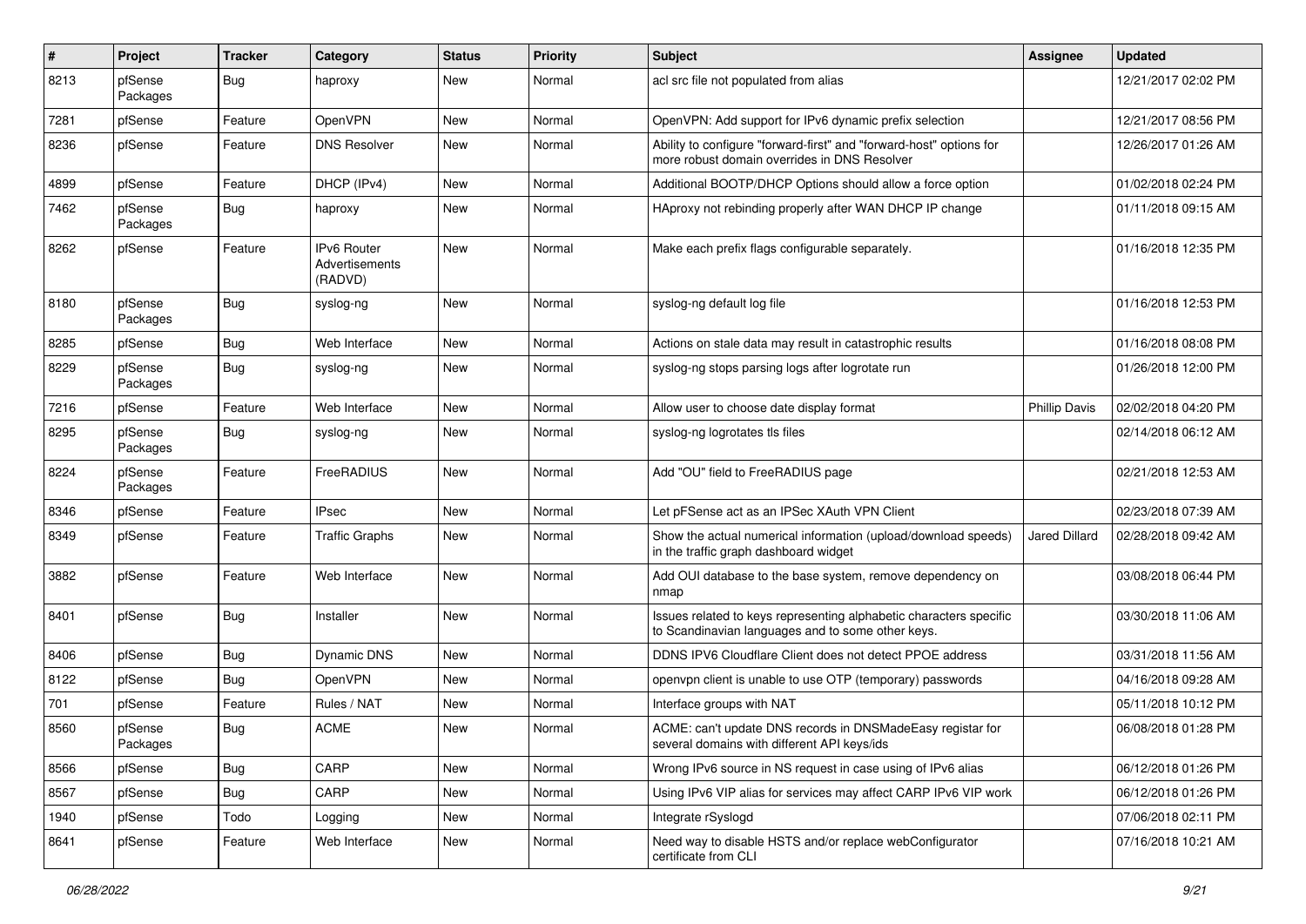| # | Project | Tracker | Category | Status | Priority | Subject | Assignee | Updated |
|---|---|---|---|---|---|---|---|---|
| 8213 | pfSense Packages | Bug | haproxy | New | Normal | acl src file not populated from alias | | 12/21/2017 02:02 PM |
| 7281 | pfSense | Feature | OpenVPN | New | Normal | OpenVPN: Add support for IPv6 dynamic prefix selection | | 12/21/2017 08:56 PM |
| 8236 | pfSense | Feature | DNS Resolver | New | Normal | Ability to configure "forward-first" and "forward-host" options for more robust domain overrides in DNS Resolver | | 12/26/2017 01:26 AM |
| 4899 | pfSense | Feature | DHCP (IPv4) | New | Normal | Additional BOOTP/DHCP Options should allow a force option | | 01/02/2018 02:24 PM |
| 7462 | pfSense Packages | Bug | haproxy | New | Normal | HAproxy not rebinding properly after WAN DHCP IP change | | 01/11/2018 09:15 AM |
| 8262 | pfSense | Feature | IPv6 Router Advertisements (RADVD) | New | Normal | Make each prefix flags configurable separately. | | 01/16/2018 12:35 PM |
| 8180 | pfSense Packages | Bug | syslog-ng | New | Normal | syslog-ng default log file | | 01/16/2018 12:53 PM |
| 8285 | pfSense | Bug | Web Interface | New | Normal | Actions on stale data may result in catastrophic results | | 01/16/2018 08:08 PM |
| 8229 | pfSense Packages | Bug | syslog-ng | New | Normal | syslog-ng stops parsing logs after logrotate run | | 01/26/2018 12:00 PM |
| 7216 | pfSense | Feature | Web Interface | New | Normal | Allow user to choose date display format | Phillip Davis | 02/02/2018 04:20 PM |
| 8295 | pfSense Packages | Bug | syslog-ng | New | Normal | syslog-ng logrotates tls files | | 02/14/2018 06:12 AM |
| 8224 | pfSense Packages | Feature | FreeRADIUS | New | Normal | Add "OU" field to FreeRADIUS page | | 02/21/2018 12:53 AM |
| 8346 | pfSense | Feature | IPsec | New | Normal | Let pFSense act as an IPSec XAuth VPN Client | | 02/23/2018 07:39 AM |
| 8349 | pfSense | Feature | Traffic Graphs | New | Normal | Show the actual numerical information (upload/download speeds) in the traffic graph dashboard widget | Jared Dillard | 02/28/2018 09:42 AM |
| 3882 | pfSense | Feature | Web Interface | New | Normal | Add OUI database to the base system, remove dependency on nmap | | 03/08/2018 06:44 PM |
| 8401 | pfSense | Bug | Installer | New | Normal | Issues related to keys representing alphabetic characters specific to Scandinavian languages and to some other keys. | | 03/30/2018 11:06 AM |
| 8406 | pfSense | Bug | Dynamic DNS | New | Normal | DDNS IPV6 Cloudflare Client does not detect PPOE address | | 03/31/2018 11:56 AM |
| 8122 | pfSense | Bug | OpenVPN | New | Normal | openvpn client is unable to use OTP (temporary) passwords | | 04/16/2018 09:28 AM |
| 701 | pfSense | Feature | Rules / NAT | New | Normal | Interface groups with NAT | | 05/11/2018 10:12 PM |
| 8560 | pfSense Packages | Bug | ACME | New | Normal | ACME: can't update DNS records in DNSMadeEasy registar for several domains with different API keys/ids | | 06/08/2018 01:28 PM |
| 8566 | pfSense | Bug | CARP | New | Normal | Wrong IPv6 source in NS request in case using of IPv6 alias | | 06/12/2018 01:26 PM |
| 8567 | pfSense | Bug | CARP | New | Normal | Using IPv6 VIP alias for services may affect CARP IPv6 VIP work | | 06/12/2018 01:26 PM |
| 1940 | pfSense | Todo | Logging | New | Normal | Integrate rSyslogd | | 07/06/2018 02:11 PM |
| 8641 | pfSense | Feature | Web Interface | New | Normal | Need way to disable HSTS and/or replace webConfigurator certificate from CLI | | 07/16/2018 10:21 AM |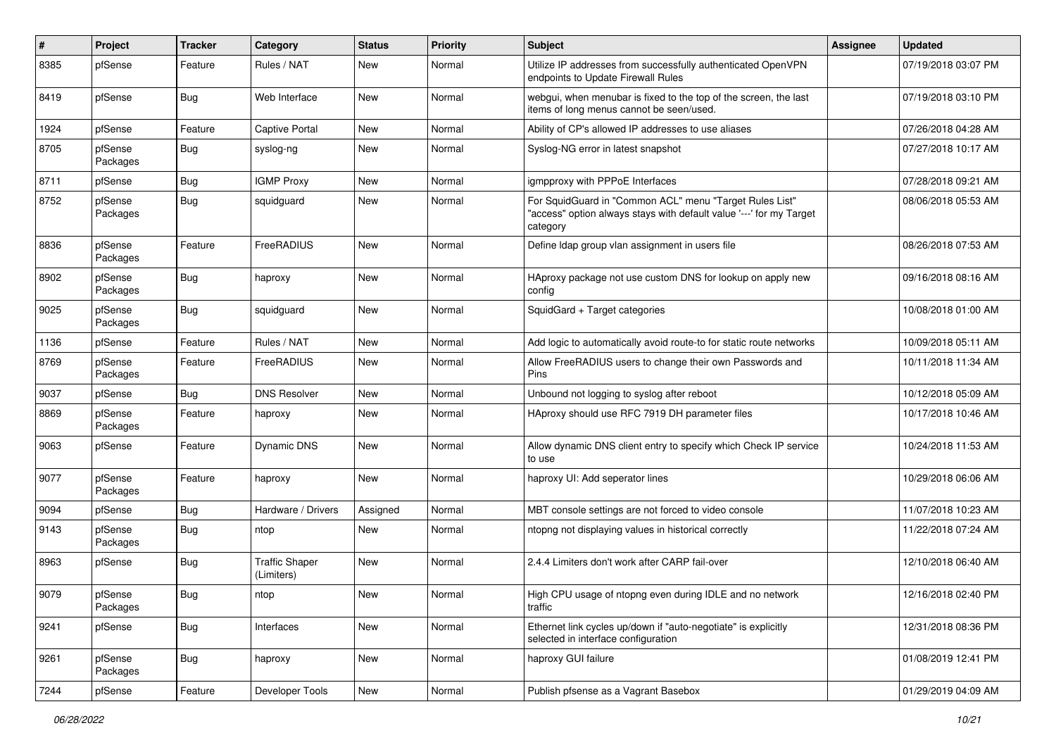| # | Project | Tracker | Category | Status | Priority | Subject | Assignee | Updated |
|---|---|---|---|---|---|---|---|---|
| 8385 | pfSense | Feature | Rules / NAT | New | Normal | Utilize IP addresses from successfully authenticated OpenVPN endpoints to Update Firewall Rules | | 07/19/2018 03:07 PM |
| 8419 | pfSense | Bug | Web Interface | New | Normal | webgui, when menubar is fixed to the top of the screen, the last items of long menus cannot be seen/used. | | 07/19/2018 03:10 PM |
| 1924 | pfSense | Feature | Captive Portal | New | Normal | Ability of CP's allowed IP addresses to use aliases | | 07/26/2018 04:28 AM |
| 8705 | pfSense Packages | Bug | syslog-ng | New | Normal | Syslog-NG error in latest snapshot | | 07/27/2018 10:17 AM |
| 8711 | pfSense | Bug | IGMP Proxy | New | Normal | igmpproxy with PPPoE Interfaces | | 07/28/2018 09:21 AM |
| 8752 | pfSense Packages | Bug | squidguard | New | Normal | For SquidGuard in "Common ACL" menu "Target Rules List" "access" option always stays with default value '---' for my Target category | | 08/06/2018 05:53 AM |
| 8836 | pfSense Packages | Feature | FreeRADIUS | New | Normal | Define ldap group vlan assignment in users file | | 08/26/2018 07:53 AM |
| 8902 | pfSense Packages | Bug | haproxy | New | Normal | HAproxy package not use custom DNS for lookup on apply new config | | 09/16/2018 08:16 AM |
| 9025 | pfSense Packages | Bug | squidguard | New | Normal | SquidGard + Target categories | | 10/08/2018 01:00 AM |
| 1136 | pfSense | Feature | Rules / NAT | New | Normal | Add logic to automatically avoid route-to for static route networks | | 10/09/2018 05:11 AM |
| 8769 | pfSense Packages | Feature | FreeRADIUS | New | Normal | Allow FreeRADIUS users to change their own Passwords and Pins | | 10/11/2018 11:34 AM |
| 9037 | pfSense | Bug | DNS Resolver | New | Normal | Unbound not logging to syslog after reboot | | 10/12/2018 05:09 AM |
| 8869 | pfSense Packages | Feature | haproxy | New | Normal | HAproxy should use RFC 7919 DH parameter files | | 10/17/2018 10:46 AM |
| 9063 | pfSense | Feature | Dynamic DNS | New | Normal | Allow dynamic DNS client entry to specify which Check IP service to use | | 10/24/2018 11:53 AM |
| 9077 | pfSense Packages | Feature | haproxy | New | Normal | haproxy UI: Add seperator lines | | 10/29/2018 06:06 AM |
| 9094 | pfSense | Bug | Hardware / Drivers | Assigned | Normal | MBT console settings are not forced to video console | | 11/07/2018 10:23 AM |
| 9143 | pfSense Packages | Bug | ntop | New | Normal | ntopng not displaying values in historical correctly | | 11/22/2018 07:24 AM |
| 8963 | pfSense | Bug | Traffic Shaper (Limiters) | New | Normal | 2.4.4 Limiters don't work after CARP fail-over | | 12/10/2018 06:40 AM |
| 9079 | pfSense Packages | Bug | ntop | New | Normal | High CPU usage of ntopng even during IDLE and no network traffic | | 12/16/2018 02:40 PM |
| 9241 | pfSense | Bug | Interfaces | New | Normal | Ethernet link cycles up/down if "auto-negotiate" is explicitly selected in interface configuration | | 12/31/2018 08:36 PM |
| 9261 | pfSense Packages | Bug | haproxy | New | Normal | haproxy GUI failure | | 01/08/2019 12:41 PM |
| 7244 | pfSense | Feature | Developer Tools | New | Normal | Publish pfsense as a Vagrant Basebox | | 01/29/2019 04:09 AM |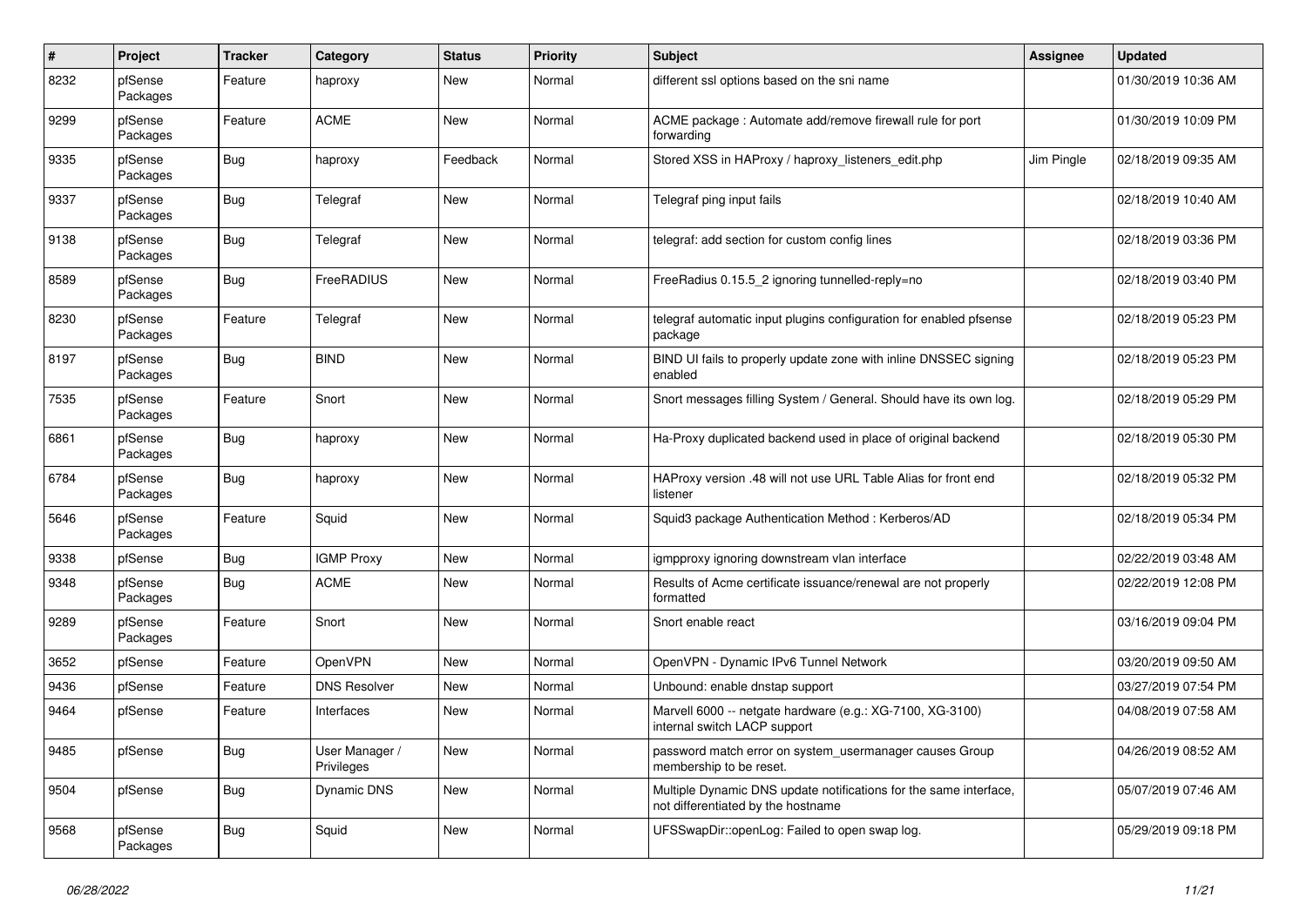| # | Project | Tracker | Category | Status | Priority | Subject | Assignee | Updated |
|---|---|---|---|---|---|---|---|---|
| 8232 | pfSense Packages | Feature | haproxy | New | Normal | different ssl options based on the sni name | | 01/30/2019 10:36 AM |
| 9299 | pfSense Packages | Feature | ACME | New | Normal | ACME package : Automate add/remove firewall rule for port forwarding | | 01/30/2019 10:09 PM |
| 9335 | pfSense Packages | Bug | haproxy | Feedback | Normal | Stored XSS in HAProxy / haproxy_listeners_edit.php | Jim Pingle | 02/18/2019 09:35 AM |
| 9337 | pfSense Packages | Bug | Telegraf | New | Normal | Telegraf ping input fails | | 02/18/2019 10:40 AM |
| 9138 | pfSense Packages | Bug | Telegraf | New | Normal | telegraf: add section for custom config lines | | 02/18/2019 03:36 PM |
| 8589 | pfSense Packages | Bug | FreeRADIUS | New | Normal | FreeRadius 0.15.5_2 ignoring tunnelled-reply=no | | 02/18/2019 03:40 PM |
| 8230 | pfSense Packages | Feature | Telegraf | New | Normal | telegraf automatic input plugins configuration for enabled pfsense package | | 02/18/2019 05:23 PM |
| 8197 | pfSense Packages | Bug | BIND | New | Normal | BIND UI fails to properly update zone with inline DNSSEC signing enabled | | 02/18/2019 05:23 PM |
| 7535 | pfSense Packages | Feature | Snort | New | Normal | Snort messages filling System / General. Should have its own log. | | 02/18/2019 05:29 PM |
| 6861 | pfSense Packages | Bug | haproxy | New | Normal | Ha-Proxy duplicated backend used in place of original backend | | 02/18/2019 05:30 PM |
| 6784 | pfSense Packages | Bug | haproxy | New | Normal | HAProxy version .48 will not use URL Table Alias for front end listener | | 02/18/2019 05:32 PM |
| 5646 | pfSense Packages | Feature | Squid | New | Normal | Squid3 package Authentication Method : Kerberos/AD | | 02/18/2019 05:34 PM |
| 9338 | pfSense | Bug | IGMP Proxy | New | Normal | igmpproxy ignoring downstream vlan interface | | 02/22/2019 03:48 AM |
| 9348 | pfSense Packages | Bug | ACME | New | Normal | Results of Acme certificate issuance/renewal are not properly formatted | | 02/22/2019 12:08 PM |
| 9289 | pfSense Packages | Feature | Snort | New | Normal | Snort enable react | | 03/16/2019 09:04 PM |
| 3652 | pfSense | Feature | OpenVPN | New | Normal | OpenVPN - Dynamic IPv6 Tunnel Network | | 03/20/2019 09:50 AM |
| 9436 | pfSense | Feature | DNS Resolver | New | Normal | Unbound: enable dnstap support | | 03/27/2019 07:54 PM |
| 9464 | pfSense | Feature | Interfaces | New | Normal | Marvell 6000 -- netgate hardware (e.g.: XG-7100, XG-3100) internal switch LACP support | | 04/08/2019 07:58 AM |
| 9485 | pfSense | Bug | User Manager / Privileges | New | Normal | password match error on system_usermanager causes Group membership to be reset. | | 04/26/2019 08:52 AM |
| 9504 | pfSense | Bug | Dynamic DNS | New | Normal | Multiple Dynamic DNS update notifications for the same interface, not differentiated by the hostname | | 05/07/2019 07:46 AM |
| 9568 | pfSense Packages | Bug | Squid | New | Normal | UFSSwapDir::openLog: Failed to open swap log. | | 05/29/2019 09:18 PM |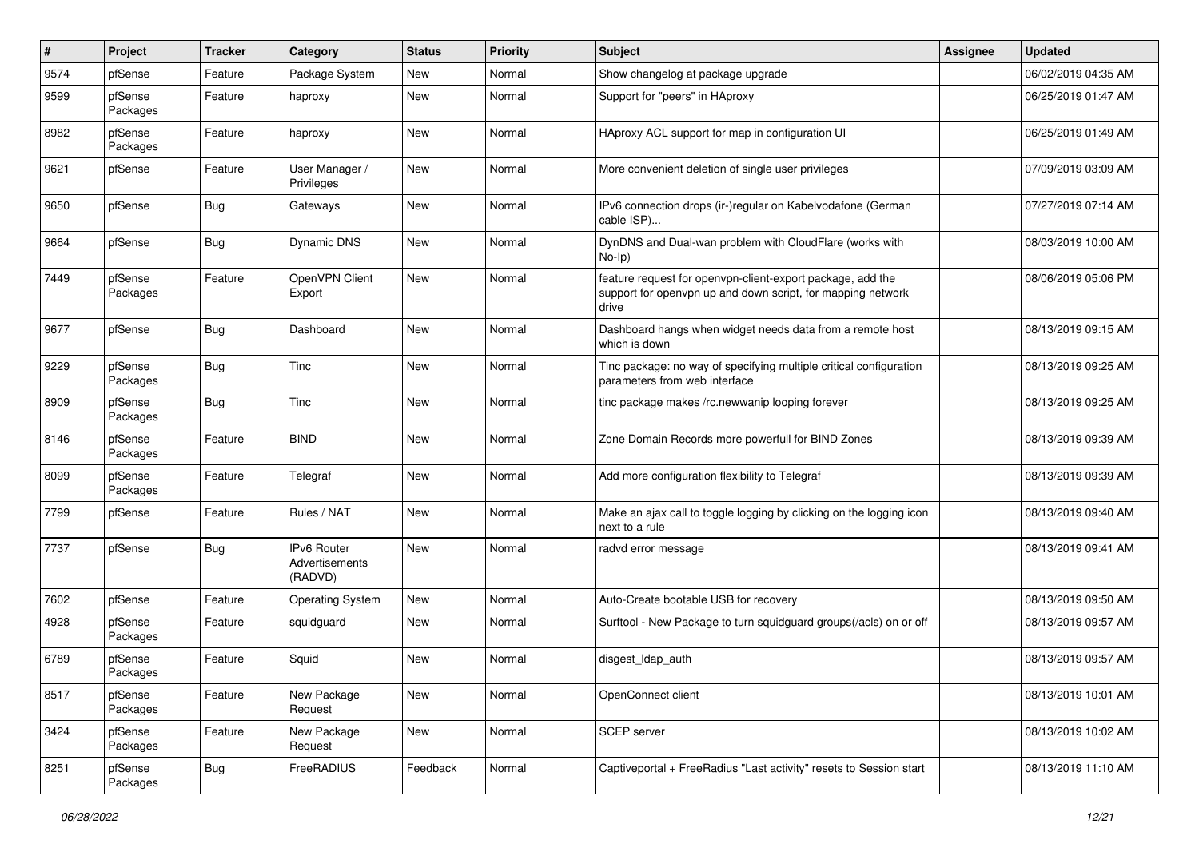| # | Project | Tracker | Category | Status | Priority | Subject | Assignee | Updated |
|---|---|---|---|---|---|---|---|---|
| 9574 | pfSense | Feature | Package System | New | Normal | Show changelog at package upgrade | | 06/02/2019 04:35 AM |
| 9599 | pfSense Packages | Feature | haproxy | New | Normal | Support for "peers" in HAproxy | | 06/25/2019 01:47 AM |
| 8982 | pfSense Packages | Feature | haproxy | New | Normal | HAproxy ACL support for map in configuration UI | | 06/25/2019 01:49 AM |
| 9621 | pfSense | Feature | User Manager / Privileges | New | Normal | More convenient deletion of single user privileges | | 07/09/2019 03:09 AM |
| 9650 | pfSense | Bug | Gateways | New | Normal | IPv6 connection drops (ir-)regular on Kabelvodafone (German cable ISP)... | | 07/27/2019 07:14 AM |
| 9664 | pfSense | Bug | Dynamic DNS | New | Normal | DynDNS and Dual-wan problem with CloudFlare (works with No-Ip) | | 08/03/2019 10:00 AM |
| 7449 | pfSense Packages | Feature | OpenVPN Client Export | New | Normal | feature request for openvpn-client-export package, add the support for openvpn up and down script, for mapping network drive | | 08/06/2019 05:06 PM |
| 9677 | pfSense | Bug | Dashboard | New | Normal | Dashboard hangs when widget needs data from a remote host which is down | | 08/13/2019 09:15 AM |
| 9229 | pfSense Packages | Bug | Tinc | New | Normal | Tinc package: no way of specifying multiple critical configuration parameters from web interface | | 08/13/2019 09:25 AM |
| 8909 | pfSense Packages | Bug | Tinc | New | Normal | tinc package makes /rc.newwanip looping forever | | 08/13/2019 09:25 AM |
| 8146 | pfSense Packages | Feature | BIND | New | Normal | Zone Domain Records more powerfull for BIND Zones | | 08/13/2019 09:39 AM |
| 8099 | pfSense Packages | Feature | Telegraf | New | Normal | Add more configuration flexibility to Telegraf | | 08/13/2019 09:39 AM |
| 7799 | pfSense | Feature | Rules / NAT | New | Normal | Make an ajax call to toggle logging by clicking on the logging icon next to a rule | | 08/13/2019 09:40 AM |
| 7737 | pfSense | Bug | IPv6 Router Advertisements (RADVD) | New | Normal | radvd error message | | 08/13/2019 09:41 AM |
| 7602 | pfSense | Feature | Operating System | New | Normal | Auto-Create bootable USB for recovery | | 08/13/2019 09:50 AM |
| 4928 | pfSense Packages | Feature | squidguard | New | Normal | Surftool - New Package to turn squidguard groups(/acls) on or off | | 08/13/2019 09:57 AM |
| 6789 | pfSense Packages | Feature | Squid | New | Normal | disgest_ldap_auth | | 08/13/2019 09:57 AM |
| 8517 | pfSense Packages | Feature | New Package Request | New | Normal | OpenConnect client | | 08/13/2019 10:01 AM |
| 3424 | pfSense Packages | Feature | New Package Request | New | Normal | SCEP server | | 08/13/2019 10:02 AM |
| 8251 | pfSense Packages | Bug | FreeRADIUS | Feedback | Normal | Captiveportal + FreeRadius "Last activity" resets to Session start | | 08/13/2019 11:10 AM |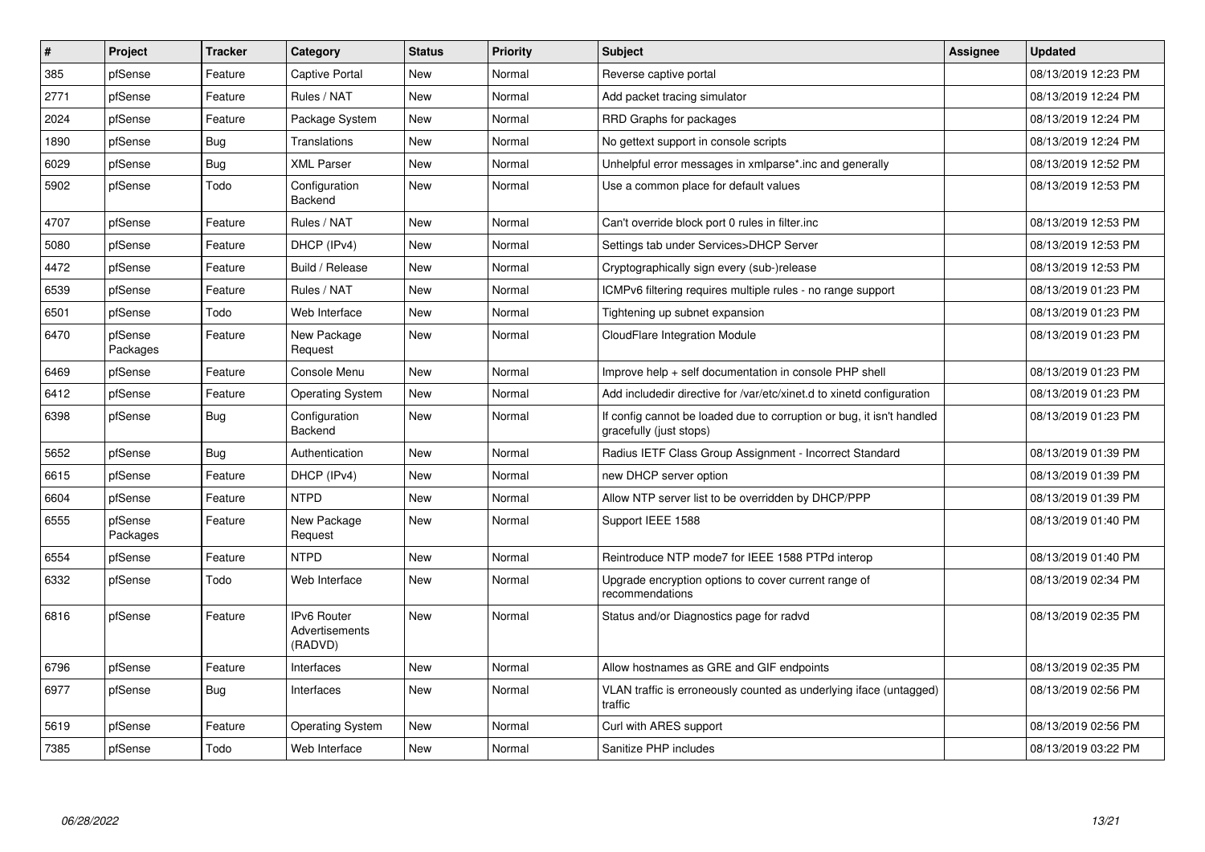| # | Project | Tracker | Category | Status | Priority | Subject | Assignee | Updated |
|---|---|---|---|---|---|---|---|---|
| 385 | pfSense | Feature | Captive Portal | New | Normal | Reverse captive portal | | 08/13/2019 12:23 PM |
| 2771 | pfSense | Feature | Rules / NAT | New | Normal | Add packet tracing simulator | | 08/13/2019 12:24 PM |
| 2024 | pfSense | Feature | Package System | New | Normal | RRD Graphs for packages | | 08/13/2019 12:24 PM |
| 1890 | pfSense | Bug | Translations | New | Normal | No gettext support in console scripts | | 08/13/2019 12:24 PM |
| 6029 | pfSense | Bug | XML Parser | New | Normal | Unhelpful error messages in xmlparse*.inc and generally | | 08/13/2019 12:52 PM |
| 5902 | pfSense | Todo | Configuration Backend | New | Normal | Use a common place for default values | | 08/13/2019 12:53 PM |
| 4707 | pfSense | Feature | Rules / NAT | New | Normal | Can't override block port 0 rules in filter.inc | | 08/13/2019 12:53 PM |
| 5080 | pfSense | Feature | DHCP (IPv4) | New | Normal | Settings tab under Services>DHCP Server | | 08/13/2019 12:53 PM |
| 4472 | pfSense | Feature | Build / Release | New | Normal | Cryptographically sign every (sub-)release | | 08/13/2019 12:53 PM |
| 6539 | pfSense | Feature | Rules / NAT | New | Normal | ICMPv6 filtering requires multiple rules - no range support | | 08/13/2019 01:23 PM |
| 6501 | pfSense | Todo | Web Interface | New | Normal | Tightening up subnet expansion | | 08/13/2019 01:23 PM |
| 6470 | pfSense Packages | Feature | New Package Request | New | Normal | CloudFlare Integration Module | | 08/13/2019 01:23 PM |
| 6469 | pfSense | Feature | Console Menu | New | Normal | Improve help + self documentation in console PHP shell | | 08/13/2019 01:23 PM |
| 6412 | pfSense | Feature | Operating System | New | Normal | Add includedir directive for /var/etc/xinet.d to xinetd configuration | | 08/13/2019 01:23 PM |
| 6398 | pfSense | Bug | Configuration Backend | New | Normal | If config cannot be loaded due to corruption or bug, it isn't handled gracefully (just stops) | | 08/13/2019 01:23 PM |
| 5652 | pfSense | Bug | Authentication | New | Normal | Radius IETF Class Group Assignment - Incorrect Standard | | 08/13/2019 01:39 PM |
| 6615 | pfSense | Feature | DHCP (IPv4) | New | Normal | new DHCP server option | | 08/13/2019 01:39 PM |
| 6604 | pfSense | Feature | NTPD | New | Normal | Allow NTP server list to be overridden by DHCP/PPP | | 08/13/2019 01:39 PM |
| 6555 | pfSense Packages | Feature | New Package Request | New | Normal | Support IEEE 1588 | | 08/13/2019 01:40 PM |
| 6554 | pfSense | Feature | NTPD | New | Normal | Reintroduce NTP mode7 for IEEE 1588 PTPd interop | | 08/13/2019 01:40 PM |
| 6332 | pfSense | Todo | Web Interface | New | Normal | Upgrade encryption options to cover current range of recommendations | | 08/13/2019 02:34 PM |
| 6816 | pfSense | Feature | IPv6 Router Advertisements (RADVD) | New | Normal | Status and/or Diagnostics page for radvd | | 08/13/2019 02:35 PM |
| 6796 | pfSense | Feature | Interfaces | New | Normal | Allow hostnames as GRE and GIF endpoints | | 08/13/2019 02:35 PM |
| 6977 | pfSense | Bug | Interfaces | New | Normal | VLAN traffic is erroneously counted as underlying iface (untagged) traffic | | 08/13/2019 02:56 PM |
| 5619 | pfSense | Feature | Operating System | New | Normal | Curl with ARES support | | 08/13/2019 02:56 PM |
| 7385 | pfSense | Todo | Web Interface | New | Normal | Sanitize PHP includes | | 08/13/2019 03:22 PM |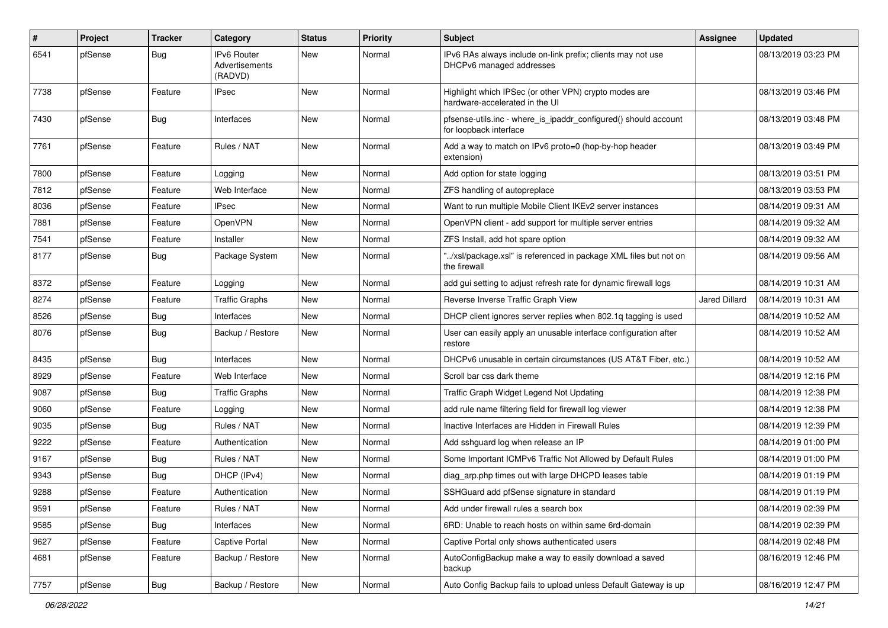| # | Project | Tracker | Category | Status | Priority | Subject | Assignee | Updated |
|---|---|---|---|---|---|---|---|---|
| 6541 | pfSense | Bug | IPv6 Router Advertisements (RADVD) | New | Normal | IPv6 RAs always include on-link prefix; clients may not use DHCPv6 managed addresses | | 08/13/2019 03:23 PM |
| 7738 | pfSense | Feature | IPsec | New | Normal | Highlight which IPSec (or other VPN) crypto modes are hardware-accelerated in the UI | | 08/13/2019 03:46 PM |
| 7430 | pfSense | Bug | Interfaces | New | Normal | pfsense-utils.inc - where_is_ipaddr_configured() should account for loopback interface | | 08/13/2019 03:48 PM |
| 7761 | pfSense | Feature | Rules / NAT | New | Normal | Add a way to match on IPv6 proto=0 (hop-by-hop header extension) | | 08/13/2019 03:49 PM |
| 7800 | pfSense | Feature | Logging | New | Normal | Add option for state logging | | 08/13/2019 03:51 PM |
| 7812 | pfSense | Feature | Web Interface | New | Normal | ZFS handling of autopreplace | | 08/13/2019 03:53 PM |
| 8036 | pfSense | Feature | IPsec | New | Normal | Want to run multiple Mobile Client IKEv2 server instances | | 08/14/2019 09:31 AM |
| 7881 | pfSense | Feature | OpenVPN | New | Normal | OpenVPN client - add support for multiple server entries | | 08/14/2019 09:32 AM |
| 7541 | pfSense | Feature | Installer | New | Normal | ZFS Install, add hot spare option | | 08/14/2019 09:32 AM |
| 8177 | pfSense | Bug | Package System | New | Normal | "../xsl/package.xsl" is referenced in package XML files but not on the firewall | | 08/14/2019 09:56 AM |
| 8372 | pfSense | Feature | Logging | New | Normal | add gui setting to adjust refresh rate for dynamic firewall logs | | 08/14/2019 10:31 AM |
| 8274 | pfSense | Feature | Traffic Graphs | New | Normal | Reverse Inverse Traffic Graph View | Jared Dillard | 08/14/2019 10:31 AM |
| 8526 | pfSense | Bug | Interfaces | New | Normal | DHCP client ignores server replies when 802.1q tagging is used | | 08/14/2019 10:52 AM |
| 8076 | pfSense | Bug | Backup / Restore | New | Normal | User can easily apply an unusable interface configuration after restore | | 08/14/2019 10:52 AM |
| 8435 | pfSense | Bug | Interfaces | New | Normal | DHCPv6 unusable in certain circumstances (US AT&T Fiber, etc.) | | 08/14/2019 10:52 AM |
| 8929 | pfSense | Feature | Web Interface | New | Normal | Scroll bar css dark theme | | 08/14/2019 12:16 PM |
| 9087 | pfSense | Bug | Traffic Graphs | New | Normal | Traffic Graph Widget Legend Not Updating | | 08/14/2019 12:38 PM |
| 9060 | pfSense | Feature | Logging | New | Normal | add rule name filtering field for firewall log viewer | | 08/14/2019 12:38 PM |
| 9035 | pfSense | Bug | Rules / NAT | New | Normal | Inactive Interfaces are Hidden in Firewall Rules | | 08/14/2019 12:39 PM |
| 9222 | pfSense | Feature | Authentication | New | Normal | Add sshguard log when release an IP | | 08/14/2019 01:00 PM |
| 9167 | pfSense | Bug | Rules / NAT | New | Normal | Some Important ICMPv6 Traffic Not Allowed by Default Rules | | 08/14/2019 01:00 PM |
| 9343 | pfSense | Bug | DHCP (IPv4) | New | Normal | diag_arp.php times out with large DHCPD leases table | | 08/14/2019 01:19 PM |
| 9288 | pfSense | Feature | Authentication | New | Normal | SSHGuard add pfSense signature in standard | | 08/14/2019 01:19 PM |
| 9591 | pfSense | Feature | Rules / NAT | New | Normal | Add under firewall rules a search box | | 08/14/2019 02:39 PM |
| 9585 | pfSense | Bug | Interfaces | New | Normal | 6RD: Unable to reach hosts on within same 6rd-domain | | 08/14/2019 02:39 PM |
| 9627 | pfSense | Feature | Captive Portal | New | Normal | Captive Portal only shows authenticated users | | 08/14/2019 02:48 PM |
| 4681 | pfSense | Feature | Backup / Restore | New | Normal | AutoConfigBackup make a way to easily download a saved backup | | 08/16/2019 12:46 PM |
| 7757 | pfSense | Bug | Backup / Restore | New | Normal | Auto Config Backup fails to upload unless Default Gateway is up | | 08/16/2019 12:47 PM |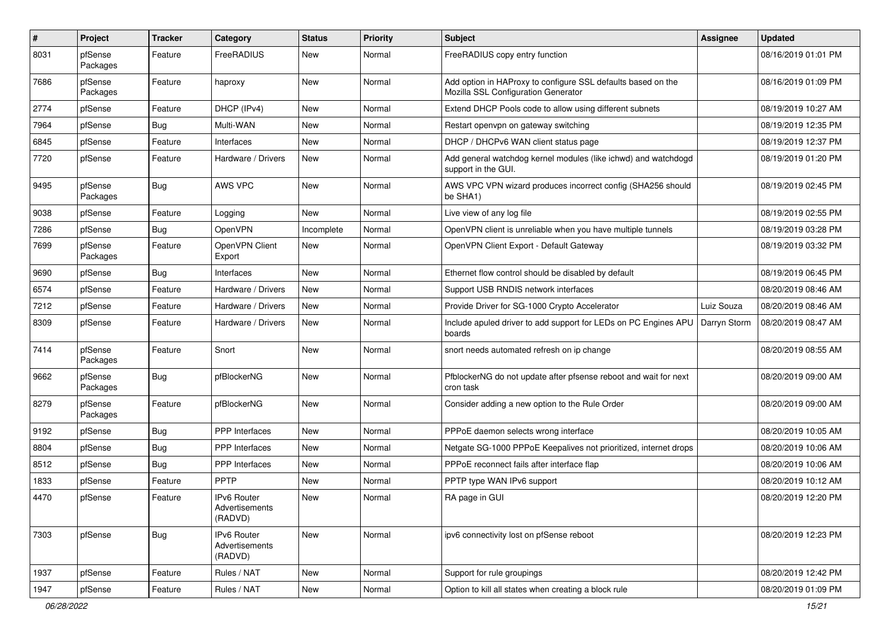| # | Project | Tracker | Category | Status | Priority | Subject | Assignee | Updated |
|---|---|---|---|---|---|---|---|---|
| 8031 | pfSense Packages | Feature | FreeRADIUS | New | Normal | FreeRADIUS copy entry function | | 08/16/2019 01:01 PM |
| 7686 | pfSense Packages | Feature | haproxy | New | Normal | Add option in HAProxy to configure SSL defaults based on the Mozilla SSL Configuration Generator | | 08/16/2019 01:09 PM |
| 2774 | pfSense | Feature | DHCP (IPv4) | New | Normal | Extend DHCP Pools code to allow using different subnets | | 08/19/2019 10:27 AM |
| 7964 | pfSense | Bug | Multi-WAN | New | Normal | Restart openvpn on gateway switching | | 08/19/2019 12:35 PM |
| 6845 | pfSense | Feature | Interfaces | New | Normal | DHCP / DHCPv6 WAN client status page | | 08/19/2019 12:37 PM |
| 7720 | pfSense | Feature | Hardware / Drivers | New | Normal | Add general watchdog kernel modules (like ichwd) and watchdogd support in the GUI. | | 08/19/2019 01:20 PM |
| 9495 | pfSense Packages | Bug | AWS VPC | New | Normal | AWS VPC VPN wizard produces incorrect config (SHA256 should be SHA1) | | 08/19/2019 02:45 PM |
| 9038 | pfSense | Feature | Logging | New | Normal | Live view of any log file | | 08/19/2019 02:55 PM |
| 7286 | pfSense | Bug | OpenVPN | Incomplete | Normal | OpenVPN client is unreliable when you have multiple tunnels | | 08/19/2019 03:28 PM |
| 7699 | pfSense Packages | Feature | OpenVPN Client Export | New | Normal | OpenVPN Client Export - Default Gateway | | 08/19/2019 03:32 PM |
| 9690 | pfSense | Bug | Interfaces | New | Normal | Ethernet flow control should be disabled by default | | 08/19/2019 06:45 PM |
| 6574 | pfSense | Feature | Hardware / Drivers | New | Normal | Support USB RNDIS network interfaces | | 08/20/2019 08:46 AM |
| 7212 | pfSense | Feature | Hardware / Drivers | New | Normal | Provide Driver for SG-1000 Crypto Accelerator | Luiz Souza | 08/20/2019 08:46 AM |
| 8309 | pfSense | Feature | Hardware / Drivers | New | Normal | Include apuled driver to add support for LEDs on PC Engines APU boards | Darryn Storm | 08/20/2019 08:47 AM |
| 7414 | pfSense Packages | Feature | Snort | New | Normal | snort needs automated refresh on ip change | | 08/20/2019 08:55 AM |
| 9662 | pfSense Packages | Bug | pfBlockerNG | New | Normal | PfblockerNG do not update after pfsense reboot and wait for next cron task | | 08/20/2019 09:00 AM |
| 8279 | pfSense Packages | Feature | pfBlockerNG | New | Normal | Consider adding a new option to the Rule Order | | 08/20/2019 09:00 AM |
| 9192 | pfSense | Bug | PPP Interfaces | New | Normal | PPPoE daemon selects wrong interface | | 08/20/2019 10:05 AM |
| 8804 | pfSense | Bug | PPP Interfaces | New | Normal | Netgate SG-1000 PPPoE Keepalives not prioritized, internet drops | | 08/20/2019 10:06 AM |
| 8512 | pfSense | Bug | PPP Interfaces | New | Normal | PPPoE reconnect fails after interface flap | | 08/20/2019 10:06 AM |
| 1833 | pfSense | Feature | PPTP | New | Normal | PPTP type WAN IPv6 support | | 08/20/2019 10:12 AM |
| 4470 | pfSense | Feature | IPv6 Router Advertisements (RADVD) | New | Normal | RA page in GUI | | 08/20/2019 12:20 PM |
| 7303 | pfSense | Bug | IPv6 Router Advertisements (RADVD) | New | Normal | ipv6 connectivity lost on pfSense reboot | | 08/20/2019 12:23 PM |
| 1937 | pfSense | Feature | Rules / NAT | New | Normal | Support for rule groupings | | 08/20/2019 12:42 PM |
| 1947 | pfSense | Feature | Rules / NAT | New | Normal | Option to kill all states when creating a block rule | | 08/20/2019 01:09 PM |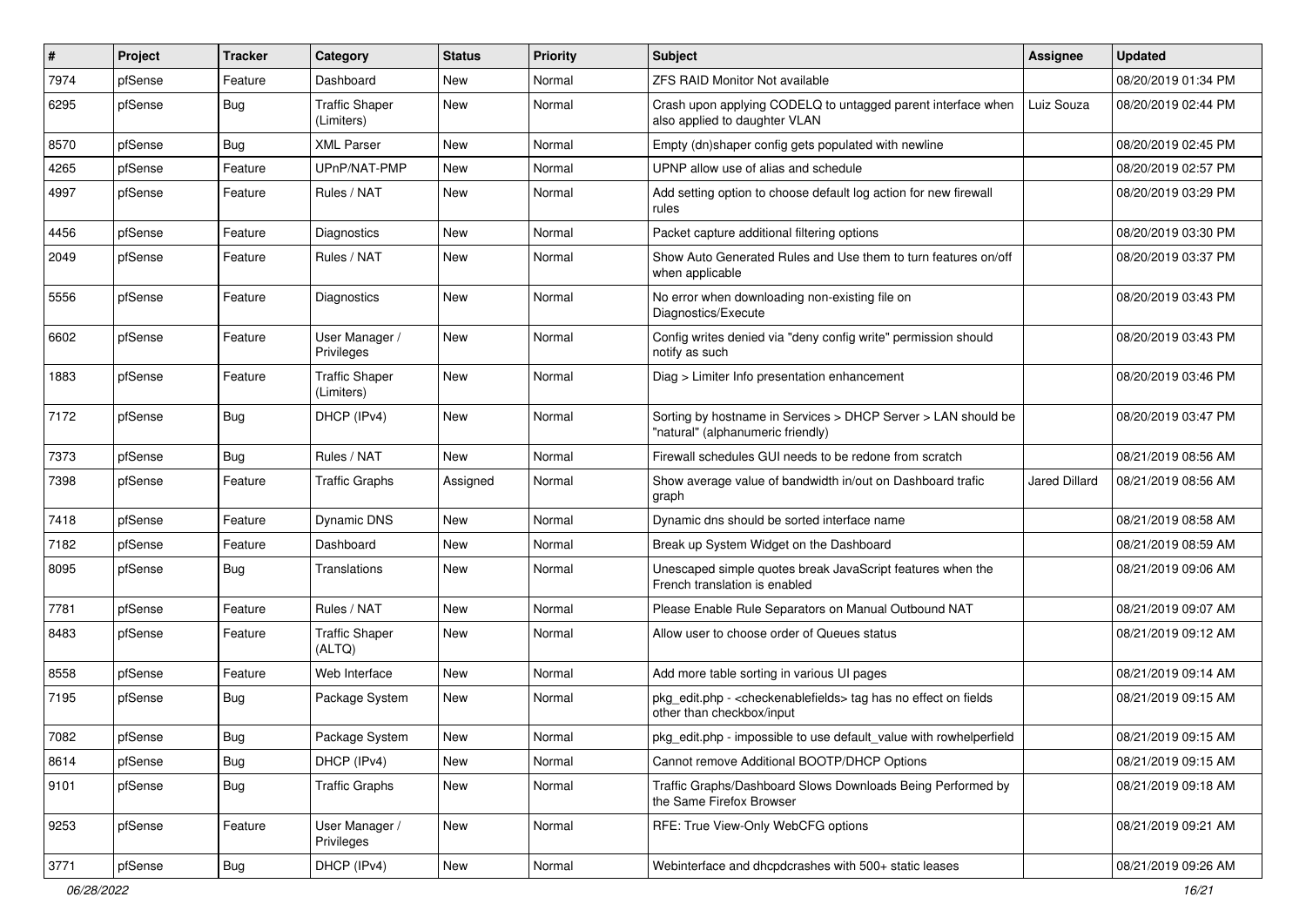| # | Project | Tracker | Category | Status | Priority | Subject | Assignee | Updated |
|---|---|---|---|---|---|---|---|---|
| 7974 | pfSense | Feature | Dashboard | New | Normal | ZFS RAID Monitor Not available | | 08/20/2019 01:34 PM |
| 6295 | pfSense | Bug | Traffic Shaper (Limiters) | New | Normal | Crash upon applying CODELQ to untagged parent interface when also applied to daughter VLAN | Luiz Souza | 08/20/2019 02:44 PM |
| 8570 | pfSense | Bug | XML Parser | New | Normal | Empty (dn)shaper config gets populated with newline | | 08/20/2019 02:45 PM |
| 4265 | pfSense | Feature | UPnP/NAT-PMP | New | Normal | UPNP allow use of alias and schedule | | 08/20/2019 02:57 PM |
| 4997 | pfSense | Feature | Rules / NAT | New | Normal | Add setting option to choose default log action for new firewall rules | | 08/20/2019 03:29 PM |
| 4456 | pfSense | Feature | Diagnostics | New | Normal | Packet capture additional filtering options | | 08/20/2019 03:30 PM |
| 2049 | pfSense | Feature | Rules / NAT | New | Normal | Show Auto Generated Rules and Use them to turn features on/off when applicable | | 08/20/2019 03:37 PM |
| 5556 | pfSense | Feature | Diagnostics | New | Normal | No error when downloading non-existing file on Diagnostics/Execute | | 08/20/2019 03:43 PM |
| 6602 | pfSense | Feature | User Manager / Privileges | New | Normal | Config writes denied via "deny config write" permission should notify as such | | 08/20/2019 03:43 PM |
| 1883 | pfSense | Feature | Traffic Shaper (Limiters) | New | Normal | Diag > Limiter Info presentation enhancement | | 08/20/2019 03:46 PM |
| 7172 | pfSense | Bug | DHCP (IPv4) | New | Normal | Sorting by hostname in Services > DHCP Server > LAN should be "natural" (alphanumeric friendly) | | 08/20/2019 03:47 PM |
| 7373 | pfSense | Bug | Rules / NAT | New | Normal | Firewall schedules GUI needs to be redone from scratch | | 08/21/2019 08:56 AM |
| 7398 | pfSense | Feature | Traffic Graphs | Assigned | Normal | Show average value of bandwidth in/out on Dashboard trafic graph | Jared Dillard | 08/21/2019 08:56 AM |
| 7418 | pfSense | Feature | Dynamic DNS | New | Normal | Dynamic dns should be sorted interface name | | 08/21/2019 08:58 AM |
| 7182 | pfSense | Feature | Dashboard | New | Normal | Break up System Widget on the Dashboard | | 08/21/2019 08:59 AM |
| 8095 | pfSense | Bug | Translations | New | Normal | Unescaped simple quotes break JavaScript features when the French translation is enabled | | 08/21/2019 09:06 AM |
| 7781 | pfSense | Feature | Rules / NAT | New | Normal | Please Enable Rule Separators on Manual Outbound NAT | | 08/21/2019 09:07 AM |
| 8483 | pfSense | Feature | Traffic Shaper (ALTQ) | New | Normal | Allow user to choose order of Queues status | | 08/21/2019 09:12 AM |
| 8558 | pfSense | Feature | Web Interface | New | Normal | Add more table sorting in various UI pages | | 08/21/2019 09:14 AM |
| 7195 | pfSense | Bug | Package System | New | Normal | pkg_edit.php - <checkenablefields> tag has no effect on fields other than checkbox/input | | 08/21/2019 09:15 AM |
| 7082 | pfSense | Bug | Package System | New | Normal | pkg_edit.php - impossible to use default_value with rowhelperfield | | 08/21/2019 09:15 AM |
| 8614 | pfSense | Bug | DHCP (IPv4) | New | Normal | Cannot remove Additional BOOTP/DHCP Options | | 08/21/2019 09:15 AM |
| 9101 | pfSense | Bug | Traffic Graphs | New | Normal | Traffic Graphs/Dashboard Slows Downloads Being Performed by the Same Firefox Browser | | 08/21/2019 09:18 AM |
| 9253 | pfSense | Feature | User Manager / Privileges | New | Normal | RFE: True View-Only WebCFG options | | 08/21/2019 09:21 AM |
| 3771 | pfSense | Bug | DHCP (IPv4) | New | Normal | Webinterface and dhcpdcrashes with 500+ static leases | | 08/21/2019 09:26 AM |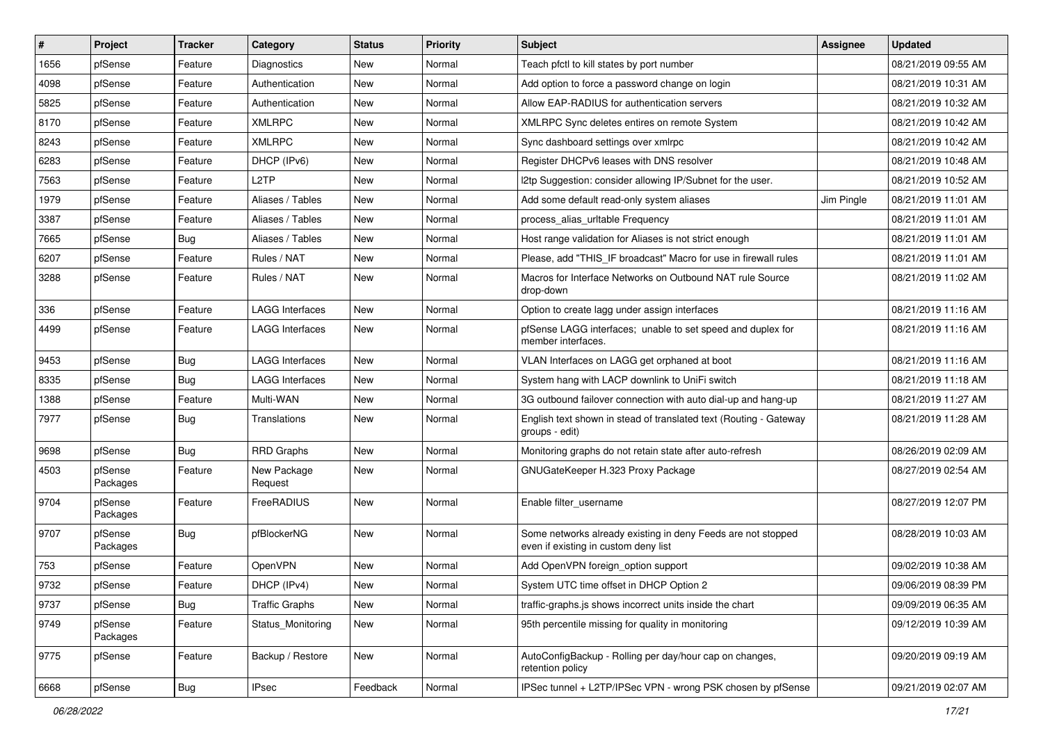| # | Project | Tracker | Category | Status | Priority | Subject | Assignee | Updated |
|---|---|---|---|---|---|---|---|---|
| 1656 | pfSense | Feature | Diagnostics | New | Normal | Teach pfctl to kill states by port number | | 08/21/2019 09:55 AM |
| 4098 | pfSense | Feature | Authentication | New | Normal | Add option to force a password change on login | | 08/21/2019 10:31 AM |
| 5825 | pfSense | Feature | Authentication | New | Normal | Allow EAP-RADIUS for authentication servers | | 08/21/2019 10:32 AM |
| 8170 | pfSense | Feature | XMLRPC | New | Normal | XMLRPC Sync deletes entires on remote System | | 08/21/2019 10:42 AM |
| 8243 | pfSense | Feature | XMLRPC | New | Normal | Sync dashboard settings over xmlrpc | | 08/21/2019 10:42 AM |
| 6283 | pfSense | Feature | DHCP (IPv6) | New | Normal | Register DHCPv6 leases with DNS resolver | | 08/21/2019 10:48 AM |
| 7563 | pfSense | Feature | L2TP | New | Normal | l2tp Suggestion: consider allowing IP/Subnet for the user. | | 08/21/2019 10:52 AM |
| 1979 | pfSense | Feature | Aliases / Tables | New | Normal | Add some default read-only system aliases | Jim Pingle | 08/21/2019 11:01 AM |
| 3387 | pfSense | Feature | Aliases / Tables | New | Normal | process_alias_urltable Frequency | | 08/21/2019 11:01 AM |
| 7665 | pfSense | Bug | Aliases / Tables | New | Normal | Host range validation for Aliases is not strict enough | | 08/21/2019 11:01 AM |
| 6207 | pfSense | Feature | Rules / NAT | New | Normal | Please, add "THIS_IF broadcast" Macro for use in firewall rules | | 08/21/2019 11:01 AM |
| 3288 | pfSense | Feature | Rules / NAT | New | Normal | Macros for Interface Networks on Outbound NAT rule Source drop-down | | 08/21/2019 11:02 AM |
| 336 | pfSense | Feature | LAGG Interfaces | New | Normal | Option to create lagg under assign interfaces | | 08/21/2019 11:16 AM |
| 4499 | pfSense | Feature | LAGG Interfaces | New | Normal | pfSense LAGG interfaces; unable to set speed and duplex for member interfaces. | | 08/21/2019 11:16 AM |
| 9453 | pfSense | Bug | LAGG Interfaces | New | Normal | VLAN Interfaces on LAGG get orphaned at boot | | 08/21/2019 11:16 AM |
| 8335 | pfSense | Bug | LAGG Interfaces | New | Normal | System hang with LACP downlink to UniFi switch | | 08/21/2019 11:18 AM |
| 1388 | pfSense | Feature | Multi-WAN | New | Normal | 3G outbound failover connection with auto dial-up and hang-up | | 08/21/2019 11:27 AM |
| 7977 | pfSense | Bug | Translations | New | Normal | English text shown in stead of translated text (Routing - Gateway groups - edit) | | 08/21/2019 11:28 AM |
| 9698 | pfSense | Bug | RRD Graphs | New | Normal | Monitoring graphs do not retain state after auto-refresh | | 08/26/2019 02:09 AM |
| 4503 | pfSense Packages | Feature | New Package Request | New | Normal | GNUGateKeeper H.323 Proxy Package | | 08/27/2019 02:54 AM |
| 9704 | pfSense Packages | Feature | FreeRADIUS | New | Normal | Enable filter_username | | 08/27/2019 12:07 PM |
| 9707 | pfSense Packages | Bug | pfBlockerNG | New | Normal | Some networks already existing in deny Feeds are not stopped even if existing in custom deny list | | 08/28/2019 10:03 AM |
| 753 | pfSense | Feature | OpenVPN | New | Normal | Add OpenVPN foreign_option support | | 09/02/2019 10:38 AM |
| 9732 | pfSense | Feature | DHCP (IPv4) | New | Normal | System UTC time offset in DHCP Option 2 | | 09/06/2019 08:39 PM |
| 9737 | pfSense | Bug | Traffic Graphs | New | Normal | traffic-graphs.js shows incorrect units inside the chart | | 09/09/2019 06:35 AM |
| 9749 | pfSense Packages | Feature | Status_Monitoring | New | Normal | 95th percentile missing for quality in monitoring | | 09/12/2019 10:39 AM |
| 9775 | pfSense | Feature | Backup / Restore | New | Normal | AutoConfigBackup - Rolling per day/hour cap on changes, retention policy | | 09/20/2019 09:19 AM |
| 6668 | pfSense | Bug | IPsec | Feedback | Normal | IPSec tunnel + L2TP/IPSec VPN - wrong PSK chosen by pfSense | | 09/21/2019 02:07 AM |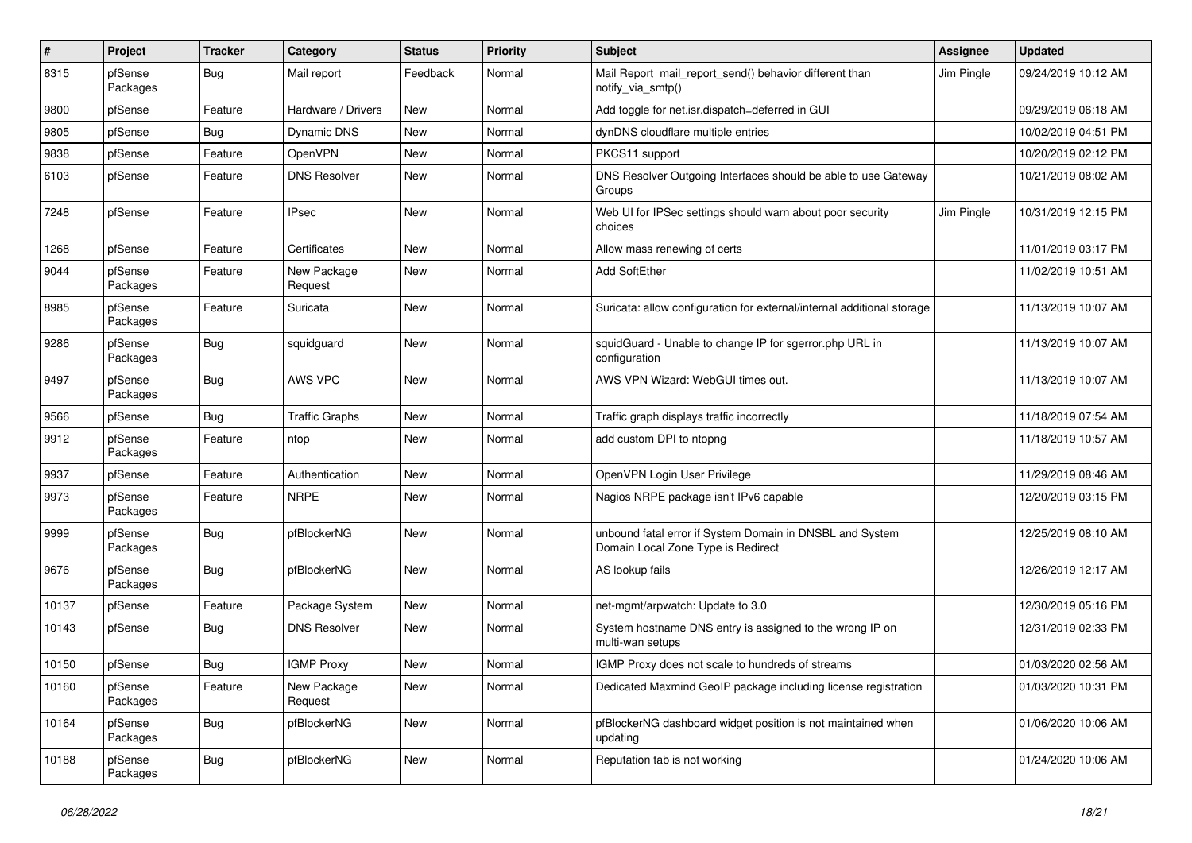| # | Project | Tracker | Category | Status | Priority | Subject | Assignee | Updated |
|---|---|---|---|---|---|---|---|---|
| 8315 | pfSense Packages | Bug | Mail report | Feedback | Normal | Mail Report mail_report_send() behavior different than notify_via_smtp() | Jim Pingle | 09/24/2019 10:12 AM |
| 9800 | pfSense | Feature | Hardware / Drivers | New | Normal | Add toggle for net.isr.dispatch=deferred in GUI | | 09/29/2019 06:18 AM |
| 9805 | pfSense | Bug | Dynamic DNS | New | Normal | dynDNS cloudflare multiple entries | | 10/02/2019 04:51 PM |
| 9838 | pfSense | Feature | OpenVPN | New | Normal | PKCS11 support | | 10/20/2019 02:12 PM |
| 6103 | pfSense | Feature | DNS Resolver | New | Normal | DNS Resolver Outgoing Interfaces should be able to use Gateway Groups | | 10/21/2019 08:02 AM |
| 7248 | pfSense | Feature | IPsec | New | Normal | Web UI for IPSec settings should warn about poor security choices | Jim Pingle | 10/31/2019 12:15 PM |
| 1268 | pfSense | Feature | Certificates | New | Normal | Allow mass renewing of certs | | 11/01/2019 03:17 PM |
| 9044 | pfSense Packages | Feature | New Package Request | New | Normal | Add SoftEther | | 11/02/2019 10:51 AM |
| 8985 | pfSense Packages | Feature | Suricata | New | Normal | Suricata: allow configuration for external/internal additional storage | | 11/13/2019 10:07 AM |
| 9286 | pfSense Packages | Bug | squidguard | New | Normal | squidGuard - Unable to change IP for sgerror.php URL in configuration | | 11/13/2019 10:07 AM |
| 9497 | pfSense Packages | Bug | AWS VPC | New | Normal | AWS VPN Wizard: WebGUI times out. | | 11/13/2019 10:07 AM |
| 9566 | pfSense | Bug | Traffic Graphs | New | Normal | Traffic graph displays traffic incorrectly | | 11/18/2019 07:54 AM |
| 9912 | pfSense Packages | Feature | ntop | New | Normal | add custom DPI to ntopng | | 11/18/2019 10:57 AM |
| 9937 | pfSense | Feature | Authentication | New | Normal | OpenVPN Login User Privilege | | 11/29/2019 08:46 AM |
| 9973 | pfSense Packages | Feature | NRPE | New | Normal | Nagios NRPE package isn't IPv6 capable | | 12/20/2019 03:15 PM |
| 9999 | pfSense Packages | Bug | pfBlockerNG | New | Normal | unbound fatal error if System Domain in DNSBL and System Domain Local Zone Type is Redirect | | 12/25/2019 08:10 AM |
| 9676 | pfSense Packages | Bug | pfBlockerNG | New | Normal | AS lookup fails | | 12/26/2019 12:17 AM |
| 10137 | pfSense | Feature | Package System | New | Normal | net-mgmt/arpwatch: Update to 3.0 | | 12/30/2019 05:16 PM |
| 10143 | pfSense | Bug | DNS Resolver | New | Normal | System hostname DNS entry is assigned to the wrong IP on multi-wan setups | | 12/31/2019 02:33 PM |
| 10150 | pfSense | Bug | IGMP Proxy | New | Normal | IGMP Proxy does not scale to hundreds of streams | | 01/03/2020 02:56 AM |
| 10160 | pfSense Packages | Feature | New Package Request | New | Normal | Dedicated Maxmind GeoIP package including license registration | | 01/03/2020 10:31 PM |
| 10164 | pfSense Packages | Bug | pfBlockerNG | New | Normal | pfBlockerNG dashboard widget position is not maintained when updating | | 01/06/2020 10:06 AM |
| 10188 | pfSense Packages | Bug | pfBlockerNG | New | Normal | Reputation tab is not working | | 01/24/2020 10:06 AM |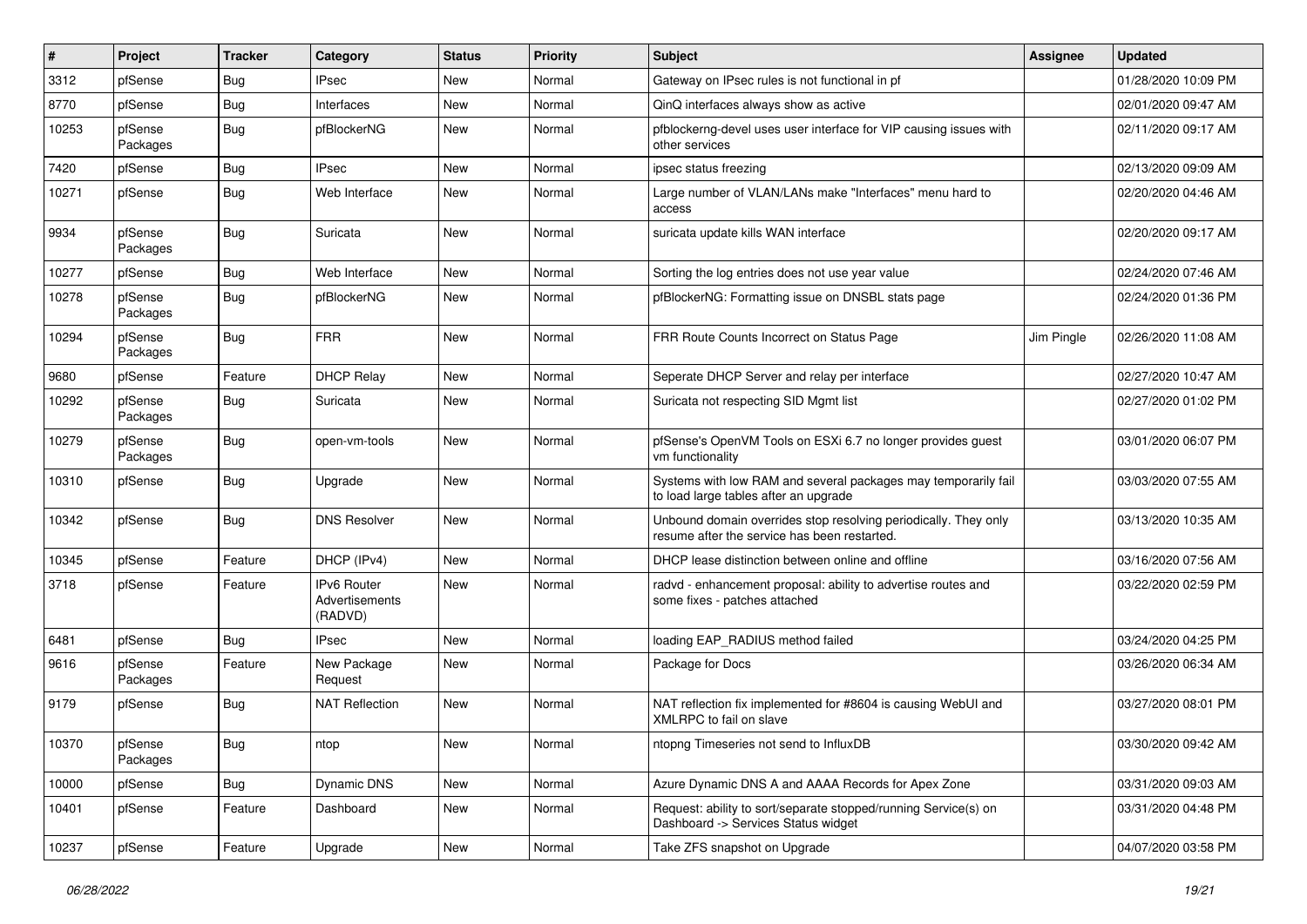| # | Project | Tracker | Category | Status | Priority | Subject | Assignee | Updated |
|---|---|---|---|---|---|---|---|---|
| 3312 | pfSense | Bug | IPsec | New | Normal | Gateway on IPsec rules is not functional in pf | | 01/28/2020 10:09 PM |
| 8770 | pfSense | Bug | Interfaces | New | Normal | QinQ interfaces always show as active | | 02/01/2020 09:47 AM |
| 10253 | pfSense Packages | Bug | pfBlockerNG | New | Normal | pfblockerng-devel uses user interface for VIP causing issues with other services | | 02/11/2020 09:17 AM |
| 7420 | pfSense | Bug | IPsec | New | Normal | ipsec status freezing | | 02/13/2020 09:09 AM |
| 10271 | pfSense | Bug | Web Interface | New | Normal | Large number of VLAN/LANs make "Interfaces" menu hard to access | | 02/20/2020 04:46 AM |
| 9934 | pfSense Packages | Bug | Suricata | New | Normal | suricata update kills WAN interface | | 02/20/2020 09:17 AM |
| 10277 | pfSense | Bug | Web Interface | New | Normal | Sorting the log entries does not use year value | | 02/24/2020 07:46 AM |
| 10278 | pfSense Packages | Bug | pfBlockerNG | New | Normal | pfBlockerNG: Formatting issue on DNSBL stats page | | 02/24/2020 01:36 PM |
| 10294 | pfSense Packages | Bug | FRR | New | Normal | FRR Route Counts Incorrect on Status Page | Jim Pingle | 02/26/2020 11:08 AM |
| 9680 | pfSense | Feature | DHCP Relay | New | Normal | Seperate DHCP Server and relay per interface | | 02/27/2020 10:47 AM |
| 10292 | pfSense Packages | Bug | Suricata | New | Normal | Suricata not respecting SID Mgmt list | | 02/27/2020 01:02 PM |
| 10279 | pfSense Packages | Bug | open-vm-tools | New | Normal | pfSense's OpenVM Tools on ESXi 6.7 no longer provides guest vm functionality | | 03/01/2020 06:07 PM |
| 10310 | pfSense | Bug | Upgrade | New | Normal | Systems with low RAM and several packages may temporarily fail to load large tables after an upgrade | | 03/03/2020 07:55 AM |
| 10342 | pfSense | Bug | DNS Resolver | New | Normal | Unbound domain overrides stop resolving periodically. They only resume after the service has been restarted. | | 03/13/2020 10:35 AM |
| 10345 | pfSense | Feature | DHCP (IPv4) | New | Normal | DHCP lease distinction between online and offline | | 03/16/2020 07:56 AM |
| 3718 | pfSense | Feature | IPv6 Router Advertisements (RADVD) | New | Normal | radvd - enhancement proposal: ability to advertise routes and some fixes - patches attached | | 03/22/2020 02:59 PM |
| 6481 | pfSense | Bug | IPsec | New | Normal | loading EAP_RADIUS method failed | | 03/24/2020 04:25 PM |
| 9616 | pfSense Packages | Feature | New Package Request | New | Normal | Package for Docs | | 03/26/2020 06:34 AM |
| 9179 | pfSense | Bug | NAT Reflection | New | Normal | NAT reflection fix implemented for #8604 is causing WebUI and XMLRPC to fail on slave | | 03/27/2020 08:01 PM |
| 10370 | pfSense Packages | Bug | ntop | New | Normal | ntopng Timeseries not send to InfluxDB | | 03/30/2020 09:42 AM |
| 10000 | pfSense | Bug | Dynamic DNS | New | Normal | Azure Dynamic DNS A and AAAA Records for Apex Zone | | 03/31/2020 09:03 AM |
| 10401 | pfSense | Feature | Dashboard | New | Normal | Request: ability to sort/separate stopped/running Service(s) on Dashboard -> Services Status widget | | 03/31/2020 04:48 PM |
| 10237 | pfSense | Feature | Upgrade | New | Normal | Take ZFS snapshot on Upgrade | | 04/07/2020 03:58 PM |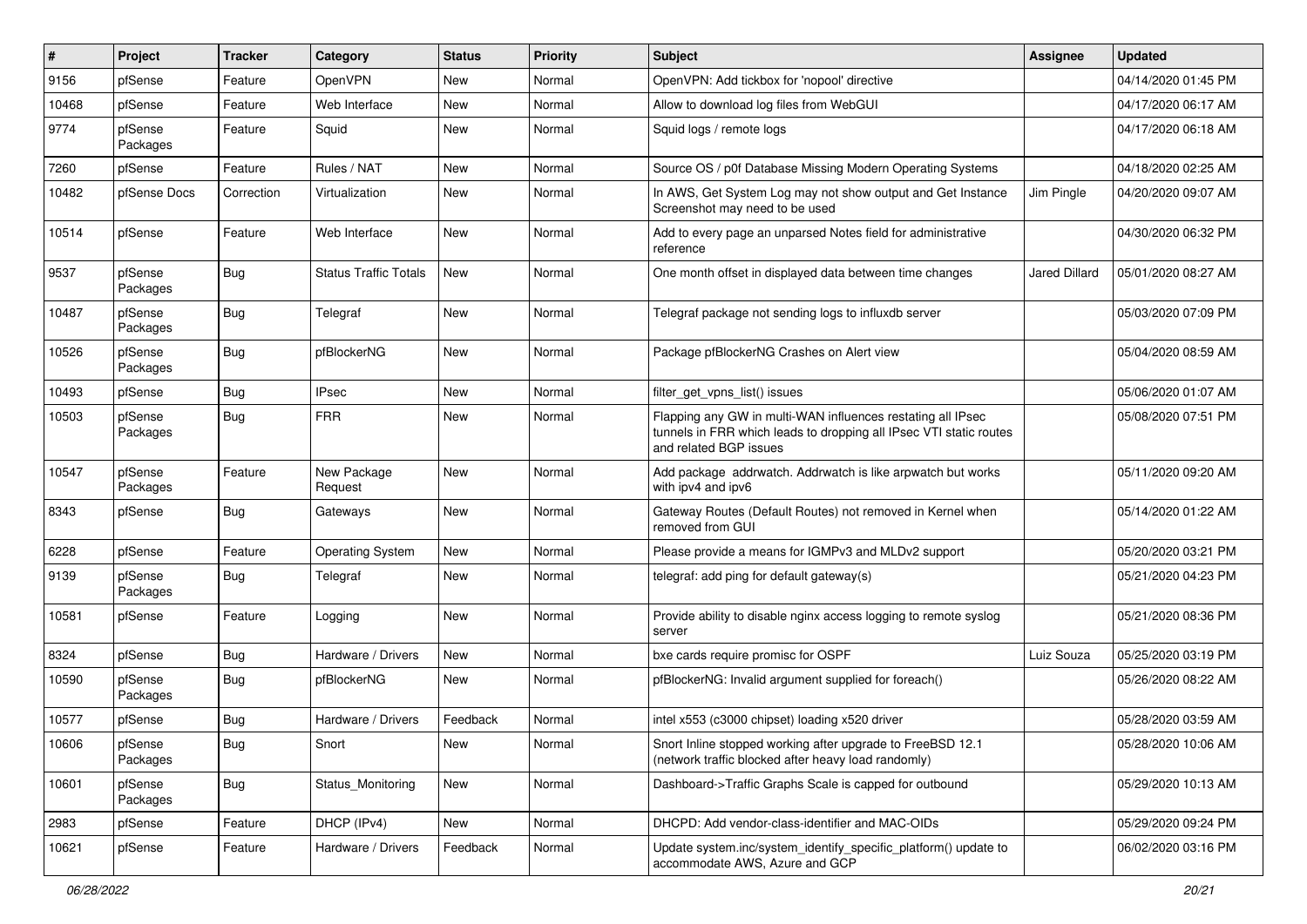| # | Project | Tracker | Category | Status | Priority | Subject | Assignee | Updated |
|---|---|---|---|---|---|---|---|---|
| 9156 | pfSense | Feature | OpenVPN | New | Normal | OpenVPN: Add tickbox for 'nopool' directive | | 04/14/2020 01:45 PM |
| 10468 | pfSense | Feature | Web Interface | New | Normal | Allow to download log files from WebGUI | | 04/17/2020 06:17 AM |
| 9774 | pfSense Packages | Feature | Squid | New | Normal | Squid logs / remote logs | | 04/17/2020 06:18 AM |
| 7260 | pfSense | Feature | Rules / NAT | New | Normal | Source OS / p0f Database Missing Modern Operating Systems | | 04/18/2020 02:25 AM |
| 10482 | pfSense Docs | Correction | Virtualization | New | Normal | In AWS, Get System Log may not show output and Get Instance Screenshot may need to be used | Jim Pingle | 04/20/2020 09:07 AM |
| 10514 | pfSense | Feature | Web Interface | New | Normal | Add to every page an unparsed Notes field for administrative reference | | 04/30/2020 06:32 PM |
| 9537 | pfSense Packages | Bug | Status Traffic Totals | New | Normal | One month offset in displayed data between time changes | Jared Dillard | 05/01/2020 08:27 AM |
| 10487 | pfSense Packages | Bug | Telegraf | New | Normal | Telegraf package not sending logs to influxdb server | | 05/03/2020 07:09 PM |
| 10526 | pfSense Packages | Bug | pfBlockerNG | New | Normal | Package pfBlockerNG Crashes on Alert view | | 05/04/2020 08:59 AM |
| 10493 | pfSense | Bug | IPsec | New | Normal | filter_get_vpns_list() issues | | 05/06/2020 01:07 AM |
| 10503 | pfSense Packages | Bug | FRR | New | Normal | Flapping any GW in multi-WAN influences restating all IPsec tunnels in FRR which leads to dropping all IPsec VTI static routes and related BGP issues | | 05/08/2020 07:51 PM |
| 10547 | pfSense Packages | Feature | New Package Request | New | Normal | Add package addrwatch. Addrwatch is like arpwatch but works with ipv4 and ipv6 | | 05/11/2020 09:20 AM |
| 8343 | pfSense | Bug | Gateways | New | Normal | Gateway Routes (Default Routes) not removed in Kernel when removed from GUI | | 05/14/2020 01:22 AM |
| 6228 | pfSense | Feature | Operating System | New | Normal | Please provide a means for IGMPv3 and MLDv2 support | | 05/20/2020 03:21 PM |
| 9139 | pfSense Packages | Bug | Telegraf | New | Normal | telegraf: add ping for default gateway(s) | | 05/21/2020 04:23 PM |
| 10581 | pfSense | Feature | Logging | New | Normal | Provide ability to disable nginx access logging to remote syslog server | | 05/21/2020 08:36 PM |
| 8324 | pfSense | Bug | Hardware / Drivers | New | Normal | bxe cards require promisc for OSPF | Luiz Souza | 05/25/2020 03:19 PM |
| 10590 | pfSense Packages | Bug | pfBlockerNG | New | Normal | pfBlockerNG: Invalid argument supplied for foreach() | | 05/26/2020 08:22 AM |
| 10577 | pfSense | Bug | Hardware / Drivers | Feedback | Normal | intel x553 (c3000 chipset) loading x520 driver | | 05/28/2020 03:59 AM |
| 10606 | pfSense Packages | Bug | Snort | New | Normal | Snort Inline stopped working after upgrade to FreeBSD 12.1 (network traffic blocked after heavy load randomly) | | 05/28/2020 10:06 AM |
| 10601 | pfSense Packages | Bug | Status_Monitoring | New | Normal | Dashboard->Traffic Graphs Scale is capped for outbound | | 05/29/2020 10:13 AM |
| 2983 | pfSense | Feature | DHCP (IPv4) | New | Normal | DHCPD: Add vendor-class-identifier and MAC-OIDs | | 05/29/2020 09:24 PM |
| 10621 | pfSense | Feature | Hardware / Drivers | Feedback | Normal | Update system.inc/system_identify_specific_platform() update to accommodate AWS, Azure and GCP | | 06/02/2020 03:16 PM |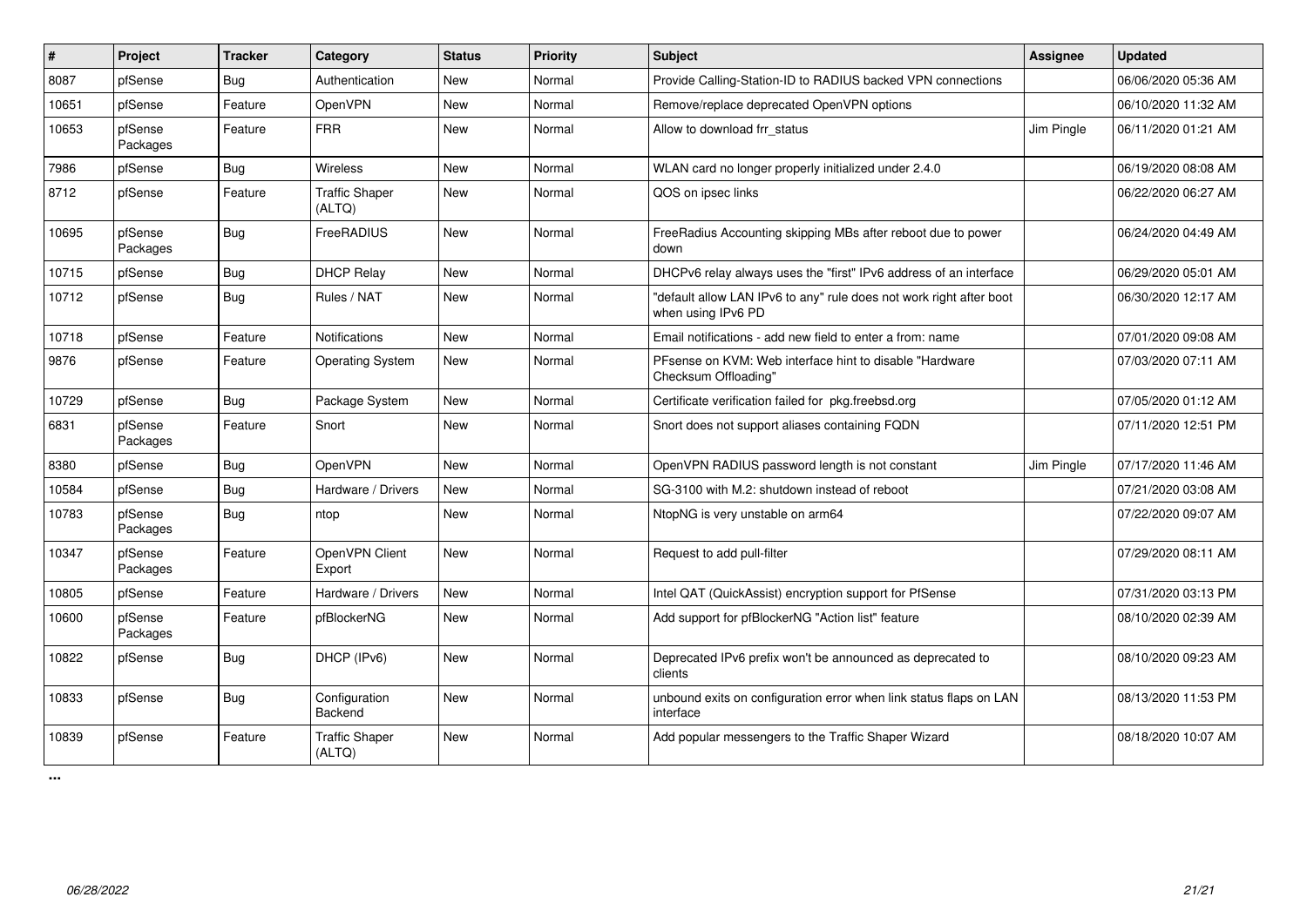| # | Project | Tracker | Category | Status | Priority | Subject | Assignee | Updated |
|---|---|---|---|---|---|---|---|---|
| 8087 | pfSense | Bug | Authentication | New | Normal | Provide Calling-Station-ID to RADIUS backed VPN connections | | 06/06/2020 05:36 AM |
| 10651 | pfSense | Feature | OpenVPN | New | Normal | Remove/replace deprecated OpenVPN options | | 06/10/2020 11:32 AM |
| 10653 | pfSense Packages | Feature | FRR | New | Normal | Allow to download frr_status | Jim Pingle | 06/11/2020 01:21 AM |
| 7986 | pfSense | Bug | Wireless | New | Normal | WLAN card no longer properly initialized under 2.4.0 | | 06/19/2020 08:08 AM |
| 8712 | pfSense | Feature | Traffic Shaper (ALTQ) | New | Normal | QOS on ipsec links | | 06/22/2020 06:27 AM |
| 10695 | pfSense Packages | Bug | FreeRADIUS | New | Normal | FreeRadius Accounting skipping MBs after reboot due to power down | | 06/24/2020 04:49 AM |
| 10715 | pfSense | Bug | DHCP Relay | New | Normal | DHCPv6 relay always uses the "first" IPv6 address of an interface | | 06/29/2020 05:01 AM |
| 10712 | pfSense | Bug | Rules / NAT | New | Normal | "default allow LAN IPv6 to any" rule does not work right after boot when using IPv6 PD | | 06/30/2020 12:17 AM |
| 10718 | pfSense | Feature | Notifications | New | Normal | Email notifications - add new field to enter a from: name | | 07/01/2020 09:08 AM |
| 9876 | pfSense | Feature | Operating System | New | Normal | PFsense on KVM: Web interface hint to disable "Hardware Checksum Offloading" | | 07/03/2020 07:11 AM |
| 10729 | pfSense | Bug | Package System | New | Normal | Certificate verification failed for pkg.freebsd.org | | 07/05/2020 01:12 AM |
| 6831 | pfSense Packages | Feature | Snort | New | Normal | Snort does not support aliases containing FQDN | | 07/11/2020 12:51 PM |
| 8380 | pfSense | Bug | OpenVPN | New | Normal | OpenVPN RADIUS password length is not constant | Jim Pingle | 07/17/2020 11:46 AM |
| 10584 | pfSense | Bug | Hardware / Drivers | New | Normal | SG-3100 with M.2: shutdown instead of reboot | | 07/21/2020 03:08 AM |
| 10783 | pfSense Packages | Bug | ntop | New | Normal | NtopNG is very unstable on arm64 | | 07/22/2020 09:07 AM |
| 10347 | pfSense Packages | Feature | OpenVPN Client Export | New | Normal | Request to add pull-filter | | 07/29/2020 08:11 AM |
| 10805 | pfSense | Feature | Hardware / Drivers | New | Normal | Intel QAT (QuickAssist) encryption support for PfSense | | 07/31/2020 03:13 PM |
| 10600 | pfSense Packages | Feature | pfBlockerNG | New | Normal | Add support for pfBlockerNG "Action list" feature | | 08/10/2020 02:39 AM |
| 10822 | pfSense | Bug | DHCP (IPv6) | New | Normal | Deprecated IPv6 prefix won't be announced as deprecated to clients | | 08/10/2020 09:23 AM |
| 10833 | pfSense | Bug | Configuration Backend | New | Normal | unbound exits on configuration error when link status flaps on LAN interface | | 08/13/2020 11:53 PM |
| 10839 | pfSense | Feature | Traffic Shaper (ALTQ) | New | Normal | Add popular messengers to the Traffic Shaper Wizard | | 08/18/2020 10:07 AM |

...